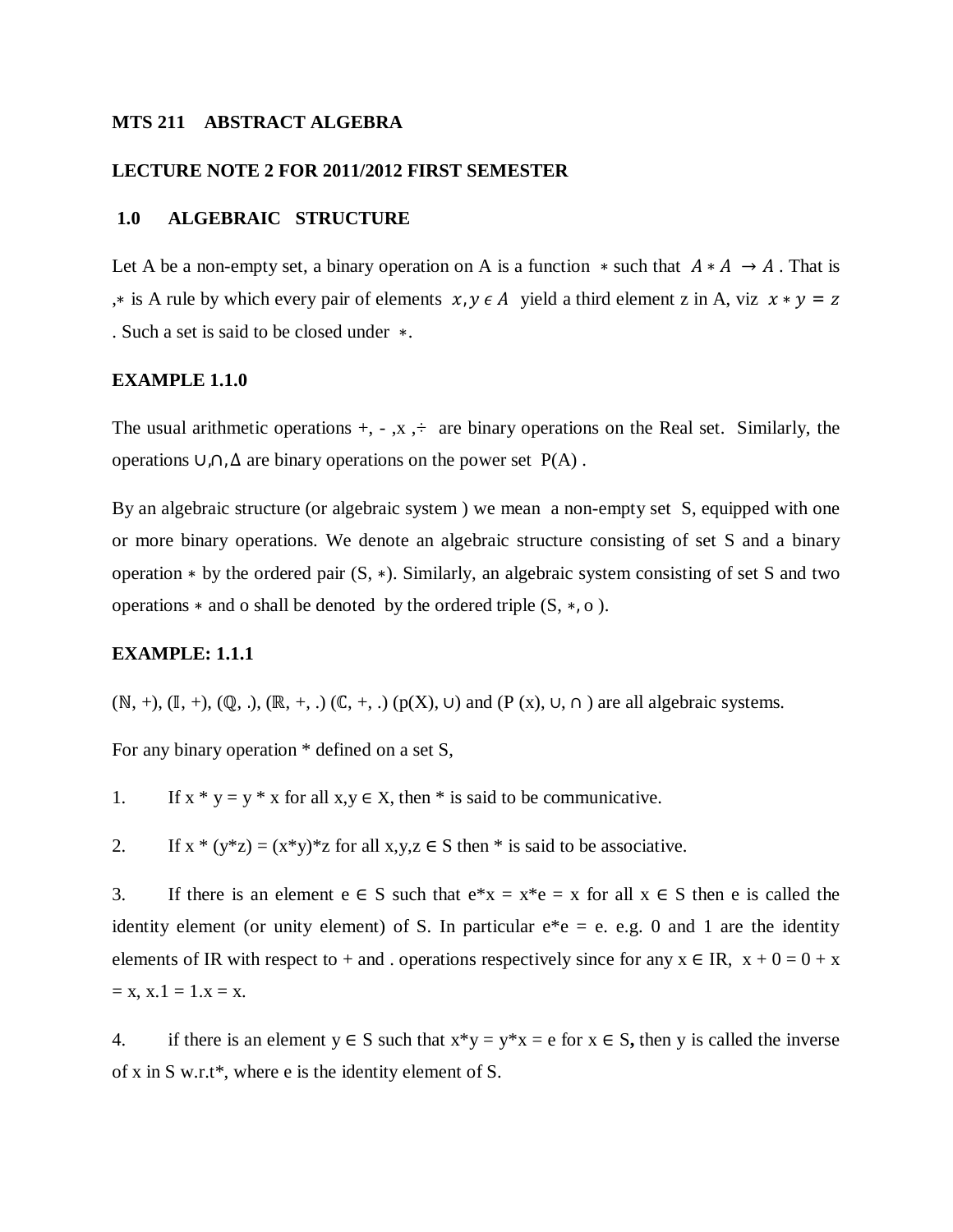**MTS 211 ABSTRACT ALGEBRA**

**LECTURE NOTE 2 FOR 2011/2012 FIRST SEMESTER**

## 1.0 ALGEBRAIC STRUCTURE

Let A be a non-empty set, a binary operation on A is a function $*$ such that $A * A \rightarrow A$. That is ,$*$ is A rule by which every pair of elements $x, y \in A$ yield a third element z in A, viz $x * y = z$. Such a set is said to be closed under $*$.

**EXAMPLE 1.1.0**

The usual arithmetic operations +, - ,x ,÷ are binary operations on the Real set. Similarly, the operations ∪,∩, Δ are binary operations on the power set P(A) .

By an algebraic structure (or algebraic system ) we mean a non-empty set S, equipped with one or more binary operations. We denote an algebraic structure consisting of set S and a binary operation $*$ by the ordered pair (S, $*$). Similarly, an algebraic system consisting of set S and two operations $*$ and o shall be denoted by the ordered triple (S, $*$, o ).

**EXAMPLE: 1.1.1**

(ℕ, +), (𝕀, +), (ℚ, .), (ℝ, +, .) (ℂ, +, .) (p(X), ∪) and (P (x), ∪, ∩ ) are all algebraic systems.

For any binary operation * defined on a set S,

1. If x * y = y * x for all x,y ∈ X, then * is said to be communicative.

2. If x * (y*z) = (x*y)*z for all x,y,z ∈ S then * is said to be associative.

3. If there is an element e ∈ S such that e*x = x*e = x for all x ∈ S then e is called the identity element (or unity element) of S. In particular e*e = e. e.g. 0 and 1 are the identity elements of IR with respect to + and . operations respectively since for any x ∈ IR, x + 0 = 0 + x = x, x.1 = 1.x = x.

4. if there is an element y ∈ S such that x*y = y*x = e for x ∈ S**,** then y is called the inverse of x in S w.r.t*, where e is the identity element of S.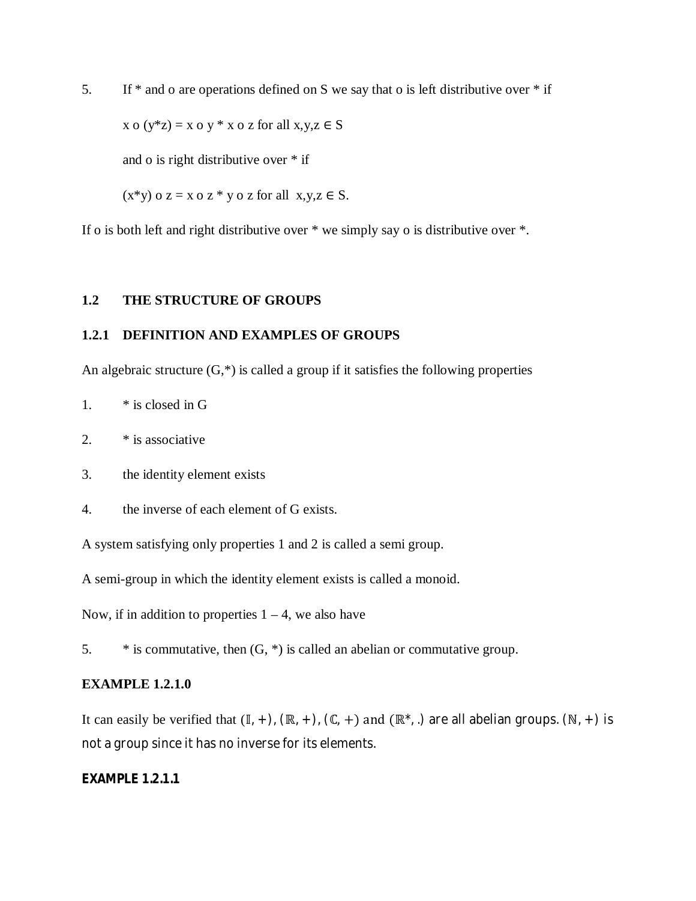5. If * and o are operations defined on S we say that o is left distributive over * if

   $x \circ (y*z) = x \circ y * x \circ z$ for all $x,y,z \in S$

   and o is right distributive over * if

   $(x*y) \circ z = x \circ z * y \circ z$ for all $x,y,z \in S$.

If o is both left and right distributive over * we simply say o is distributive over *.

## 1.2 THE STRUCTURE OF GROUPS

### 1.2.1 DEFINITION AND EXAMPLES OF GROUPS

An algebraic structure $(G,*)$ is called a group if it satisfies the following properties

1. * is closed in G
2. * is associative
3. the identity element exists
4. the inverse of each element of G exists.

A system satisfying only properties 1 and 2 is called a semi group.

A semi-group in which the identity element exists is called a monoid.

Now, if in addition to properties 1 – 4, we also have

5. * is commutative, then $(G, *)$ is called an abelian or commutative group.

**EXAMPLE 1.2.1.0**

It can easily be verified that $(\mathbb{I}, +)$, $(\mathbb{R}, +)$, $(\mathbb{C}, +)$ and $(\mathbb{R}^*, .)$ are all abelian groups. $(\mathbb{N}, +)$ is not a group since it has no inverse for its elements.

***EXAMPLE 1.2.1.1***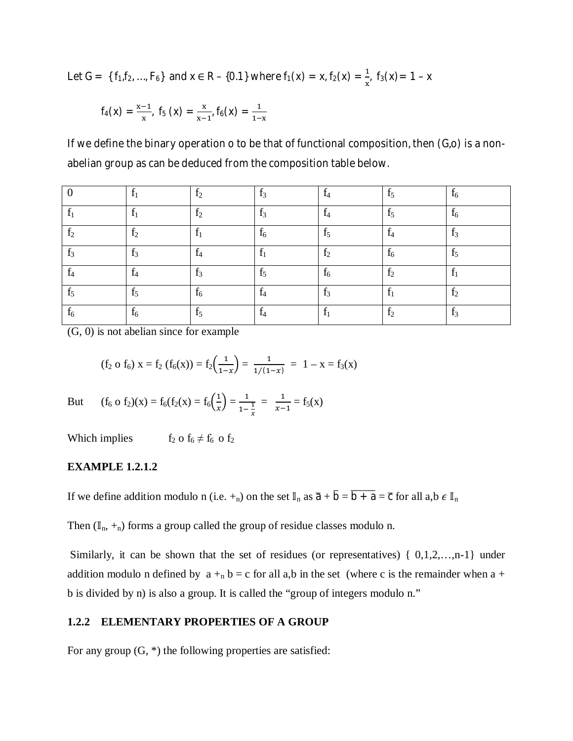Let G = $\{f_1, f_2, \ldots, F_6\}$ and $x \in R - \{0.1\}$ where $f_1(x) = x$, $f_2(x) = \frac{1}{x}$, $f_3(x) = 1 - x$

$$f_4(x) = \frac{x-1}{x},\ f_5(x) = \frac{x}{x-1}, f_6(x) = \frac{1}{1-x}$$

If we define the binary operation o to be that of functional composition, then (G,o) is a non-abelian group as can be deduced from the composition table below.

| 0 | $f_1$ | $f_2$ | $f_3$ | $f_4$ | $f_5$ | $f_6$ |
|---|---|---|---|---|---|---|
| $f_1$ | $f_1$ | $f_2$ | $f_3$ | $f_4$ | $f_5$ | $f_6$ |
| $f_2$ | $f_2$ | $f_1$ | $f_6$ | $f_5$ | $f_4$ | $f_3$ |
| $f_3$ | $f_3$ | $f_4$ | $f_1$ | $f_2$ | $f_6$ | $f_5$ |
| $f_4$ | $f_4$ | $f_3$ | $f_5$ | $f_6$ | $f_2$ | $f_1$ |
| $f_5$ | $f_5$ | $f_6$ | $f_4$ | $f_3$ | $f_1$ | $f_2$ |
| $f_6$ | $f_6$ | $f_5$ | $f_4$ | $f_1$ | $f_2$ | $f_3$ |

(G, 0) is not abelian since for example

$$(f_2 \text{ o } f_6)\, x = f_2\,(f_6(x)) = f_2\left(\frac{1}{1-x}\right) = \frac{1}{1/(1-x)} = 1 - x = f_3(x)$$

But $\quad (f_6 \text{ o } f_2)(x) = f_6(f_2(x) = f_6\left(\frac{1}{x}\right) = \frac{1}{1-\frac{1}{x}} = \frac{1}{x-1} = f_5(x)$

Which implies $\quad f_2 \text{ o } f_6 \neq f_6 \text{ o } f_2$

**EXAMPLE 1.2.1.2**

If we define addition modulo n (i.e. $+_n$) on the set $\mathbb{I}_n$ as $\bar{a} + \bar{b} = \overline{b + a} = \bar{c}$ for all a,b $\epsilon$ $\mathbb{I}_n$

Then ($\mathbb{I}_n$, $+_n$) forms a group called the group of residue classes modulo n.

Similarly, it can be shown that the set of residues (or representatives) { 0,1,2,…,n-1} under addition modulo n defined by $a +_n b = c$ for all a,b in the set (where c is the remainder when a + b is divided by n) is also a group. It is called the "group of integers modulo n."

### 1.2.2 ELEMENTARY PROPERTIES OF A GROUP

For any group (G, *) the following properties are satisfied: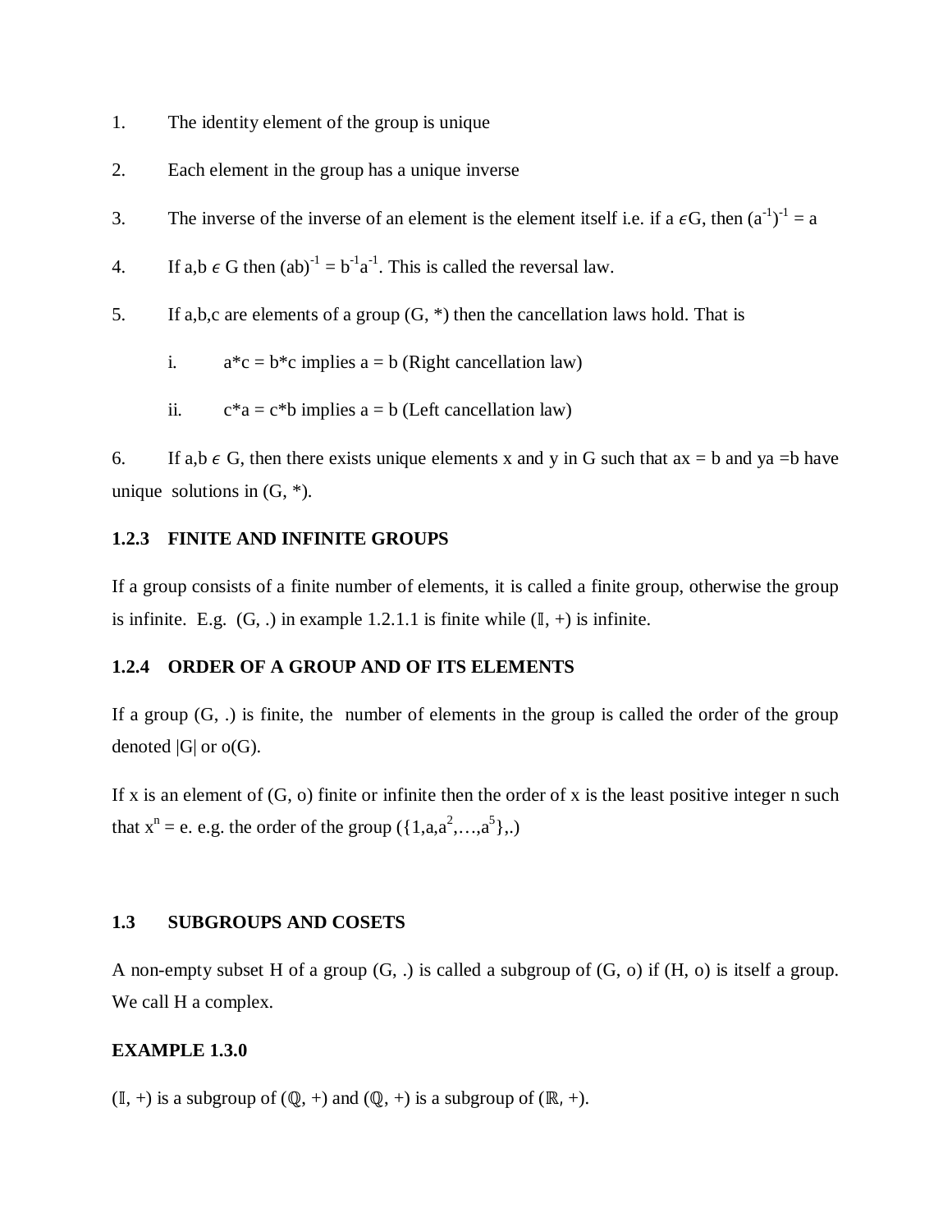1. The identity element of the group is unique

2. Each element in the group has a unique inverse

3. The inverse of the inverse of an element is the element itself i.e. if $a \epsilon G$, then $(a^{-1})^{-1} = a$

4. If $a,b \epsilon G$ then $(ab)^{-1} = b^{-1}a^{-1}$. This is called the reversal law.

5. If a,b,c are elements of a group (G, *) then the cancellation laws hold. That is

   i. $a*c = b*c$ implies $a = b$ (Right cancellation law)

   ii. $c*a = c*b$ implies $a = b$ (Left cancellation law)

6. If $a,b \epsilon G$, then there exists unique elements x and y in G such that $ax = b$ and $ya = b$ have unique solutions in (G, *).

### 1.2.3 FINITE AND INFINITE GROUPS

If a group consists of a finite number of elements, it is called a finite group, otherwise the group is infinite. E.g. (G, .) in example 1.2.1.1 is finite while ($\mathbb{I}$, +) is infinite.

### 1.2.4 ORDER OF A GROUP AND OF ITS ELEMENTS

If a group (G, .) is finite, the number of elements in the group is called the order of the group denoted |G| or o(G).

If x is an element of (G, o) finite or infinite then the order of x is the least positive integer n such that $x^n = e$. e.g. the order of the group $(\{1,a,a^2,\ldots,a^5\},.)$

## 1.3 SUBGROUPS AND COSETS

A non-empty subset H of a group (G, .) is called a subgroup of (G, o) if (H, o) is itself a group. We call H a complex.

**EXAMPLE 1.3.0**

($\mathbb{I}$, +) is a subgroup of ($\mathbb{Q}$, +) and ($\mathbb{Q}$, +) is a subgroup of ($\mathbb{R}$, +).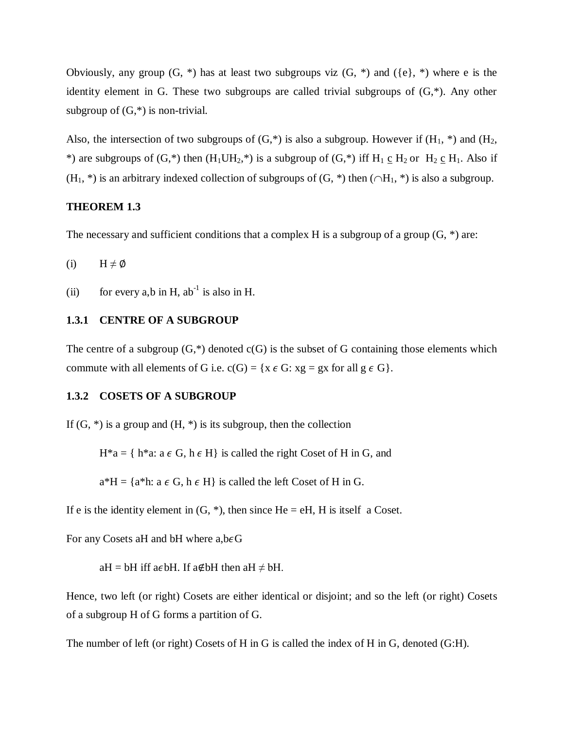Obviously, any group $(G, *)$ has at least two subgroups viz $(G, *)$ and $(\{e\}, *)$ where e is the identity element in G. These two subgroups are called trivial subgroups of $(G,*)$. Any other subgroup of $(G,*)$ is non-trivial.

Also, the intersection of two subgroups of $(G,*)$ is also a subgroup. However if $(H_1, *)$ and $(H_2, *)$ are subgroups of $(G,*)$ then $(H_1 \cup H_2,*)$ is a subgroup of $(G,*)$ iff $H_1 \subseteq H_2$ or $H_2 \subseteq H_1$. Also if $(H_1, *)$ is an arbitrary indexed collection of subgroups of $(G, *)$ then $(\cap H_1, *)$ is also a subgroup.

**THEOREM 1.3**

The necessary and sufficient conditions that a complex H is a subgroup of a group $(G, *)$ are:

(i) $H \neq \emptyset$

(ii) for every a,b in H, $ab^{-1}$ is also in H.

### 1.3.1 CENTRE OF A SUBGROUP

The centre of a subgroup $(G,*)$ denoted $c(G)$ is the subset of G containing those elements which commute with all elements of G i.e. $c(G) = \{x \in G: xg = gx \text{ for all } g \in G\}$.

### 1.3.2 COSETS OF A SUBGROUP

If $(G, *)$ is a group and $(H, *)$ is its subgroup, then the collection

$H*a = \{ h*a: a \in G, h \in H\}$ is called the right Coset of H in G, and

$a*H = \{a*h: a \in G, h \in H\}$ is called the left Coset of H in G.

If e is the identity element in $(G, *)$, then since $He = eH$, H is itself a Coset.

For any Cosets aH and bH where $a,b \in G$

$aH = bH$ iff $a \in bH$. If $a \notin bH$ then $aH \neq bH$.

Hence, two left (or right) Cosets are either identical or disjoint; and so the left (or right) Cosets of a subgroup H of G forms a partition of G.

The number of left (or right) Cosets of H in G is called the index of H in G, denoted $(G:H)$.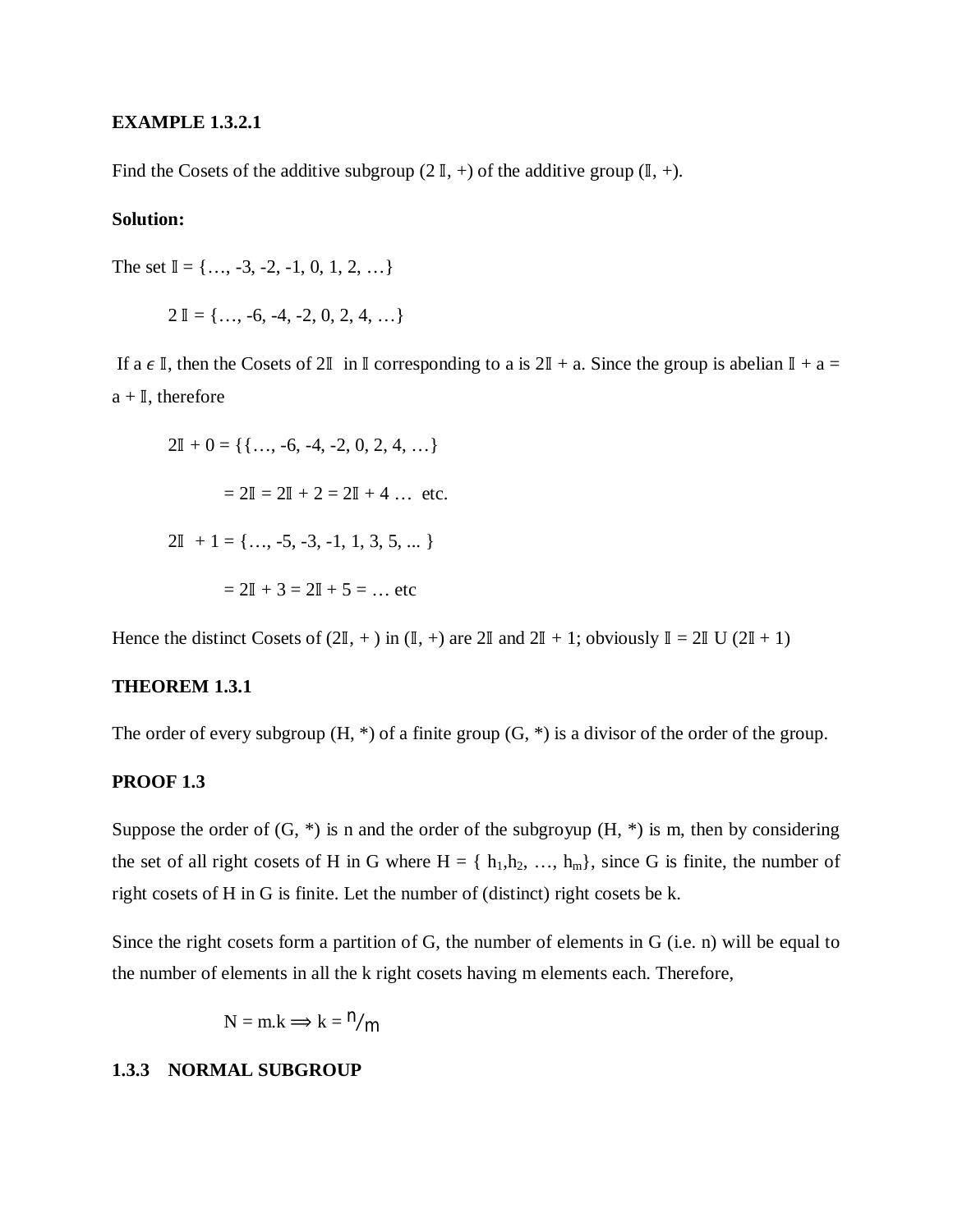**EXAMPLE 1.3.2.1**

Find the Cosets of the additive subgroup (2 $\mathbb{I}$, +) of the additive group ($\mathbb{I}$, +).

**Solution:**

The set $\mathbb{I} = \{\ldots, -3, -2, -1, 0, 1, 2, \ldots\}$

$2\,\mathbb{I} = \{\ldots, -6, -4, -2, 0, 2, 4, \ldots\}$

If $a \in \mathbb{I}$, then the Cosets of $2\mathbb{I}$ in $\mathbb{I}$ corresponding to a is $2\mathbb{I} + a$. Since the group is abelian $\mathbb{I} + a = a + \mathbb{I}$, therefore

$2\mathbb{I} + 0 = \{\{\ldots, -6, -4, -2, 0, 2, 4, \ldots\}$

$= 2\mathbb{I} = 2\mathbb{I} + 2 = 2\mathbb{I} + 4 \ldots$ etc.

$2\mathbb{I} + 1 = \{\ldots, -5, -3, -1, 1, 3, 5, \ldots\}$

$= 2\mathbb{I} + 3 = 2\mathbb{I} + 5 = \ldots$ etc

Hence the distinct Cosets of ($2\mathbb{I}$, + ) in ($\mathbb{I}$, +) are $2\mathbb{I}$ and $2\mathbb{I} + 1$; obviously $\mathbb{I} = 2\mathbb{I} \cup (2\mathbb{I} + 1)$

**THEOREM 1.3.1**

The order of every subgroup (H, *) of a finite group (G, *) is a divisor of the order of the group.

**PROOF 1.3**

Suppose the order of (G, *) is n and the order of the subgroyup (H, *) is m, then by considering the set of all right cosets of H in G where $H = \{h_1, h_2, \ldots, h_m\}$, since G is finite, the number of right cosets of H in G is finite. Let the number of (distinct) right cosets be k.

Since the right cosets form a partition of G, the number of elements in G (i.e. n) will be equal to the number of elements in all the k right cosets having m elements each. Therefore,

$$N = m.k \Longrightarrow k = {}^{n}/_{m}$$

### 1.3.3 NORMAL SUBGROUP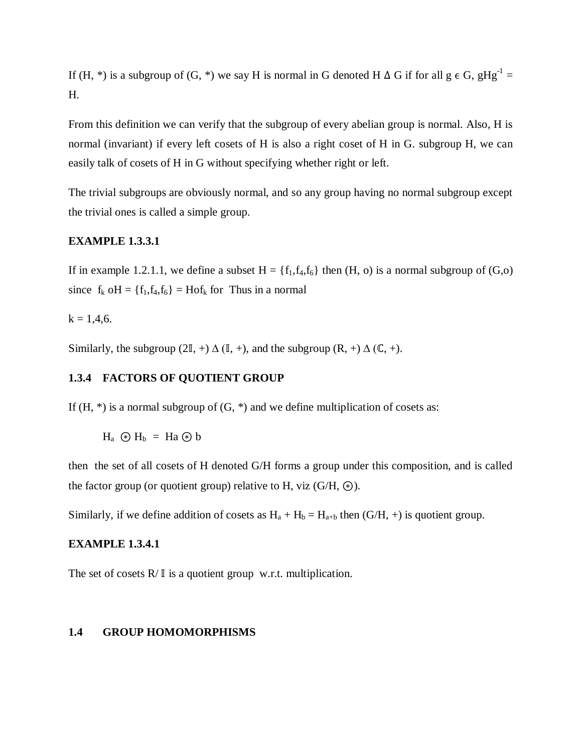If (H, *) is a subgroup of (G, *) we say H is normal in G denoted H Δ G if for all $g \in G$, $gHg^{-1} = H$.

From this definition we can verify that the subgroup of every abelian group is normal. Also, H is normal (invariant) if every left cosets of H is also a right coset of H in G. subgroup H, we can easily talk of cosets of H in G without specifying whether right or left.

The trivial subgroups are obviously normal, and so any group having no normal subgroup except the trivial ones is called a simple group.

**EXAMPLE 1.3.3.1**

If in example 1.2.1.1, we define a subset $H = \{f_1, f_4, f_6\}$ then (H, o) is a normal subgroup of (G,o) since $f_k \, oH = \{f_1, f_4, f_6\} = Hof_k$ for Thus in a normal

k = 1,4,6.

Similarly, the subgroup (2𝕀, +) Δ (𝕀, +), and the subgroup (R, +) Δ (ℂ, +).

### 1.3.4 FACTORS OF QUOTIENT GROUP

If (H, *) is a normal subgroup of (G, *) and we define multiplication of cosets as:

$$H_a \circledast H_b = Ha \circledast b$$

then the set of all cosets of H denoted G/H forms a group under this composition, and is called the factor group (or quotient group) relative to H, viz (G/H, ⊛).

Similarly, if we define addition of cosets as $H_a + H_b = H_{a+b}$ then (G/H, +) is quotient group.

**EXAMPLE 1.3.4.1**

The set of cosets R/𝕀 is a quotient group w.r.t. multiplication.

## 1.4 GROUP HOMOMORPHISMS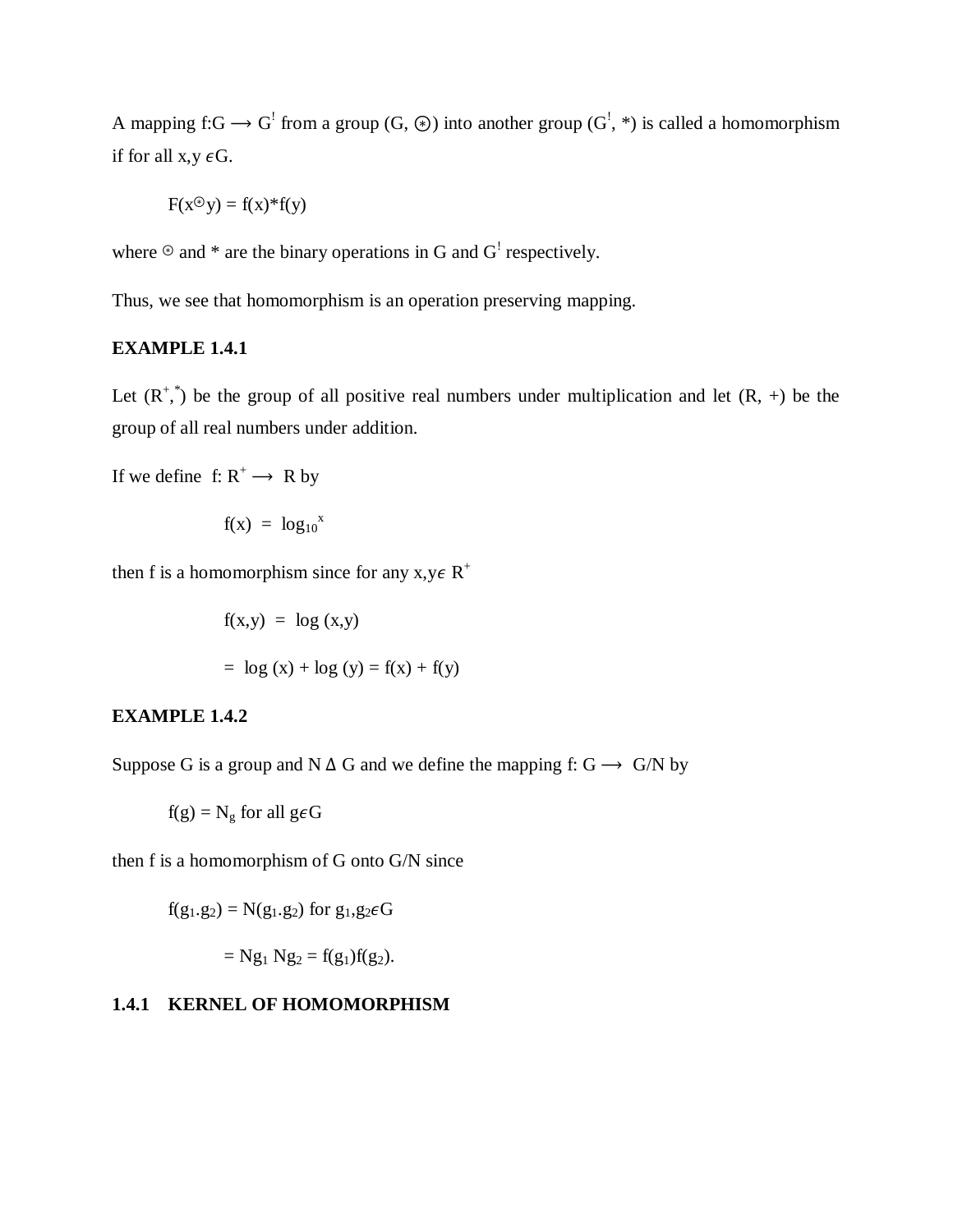A mapping $f:G \longrightarrow G^!$ from a group $(G, \circledast)$ into another group $(G^!, *)$ is called a homomorphism if for all $x,y \epsilon G$.

$$F(x \circledcirc y) = f(x)*f(y)$$

where $\circledcirc$ and $*$ are the binary operations in G and $G^!$ respectively.

Thus, we see that homomorphism is an operation preserving mapping.

**EXAMPLE 1.4.1**

Let $(R^+,^*)$ be the group of all positive real numbers under multiplication and let $(R, +)$ be the group of all real numbers under addition.

If we define $f: R^+ \longrightarrow R$ by

$$f(x) = \log_{10}{}^{x}$$

then f is a homomorphism since for any $x,y\epsilon\ R^+$

$$f(x,y) = \log (x,y)$$

$$= \log (x) + \log (y) = f(x) + f(y)$$

**EXAMPLE 1.4.2**

Suppose G is a group and $N \Delta G$ and we define the mapping $f: G \longrightarrow G/N$ by

$$f(g) = N_g \text{ for all } g\epsilon G$$

then f is a homomorphism of G onto G/N since

$$f(g_1.g_2) = N(g_1.g_2) \text{ for } g_1,g_2\epsilon G$$

$$= Ng_1\ Ng_2 = f(g_1)f(g_2).$$

### 1.4.1 KERNEL OF HOMOMORPHISM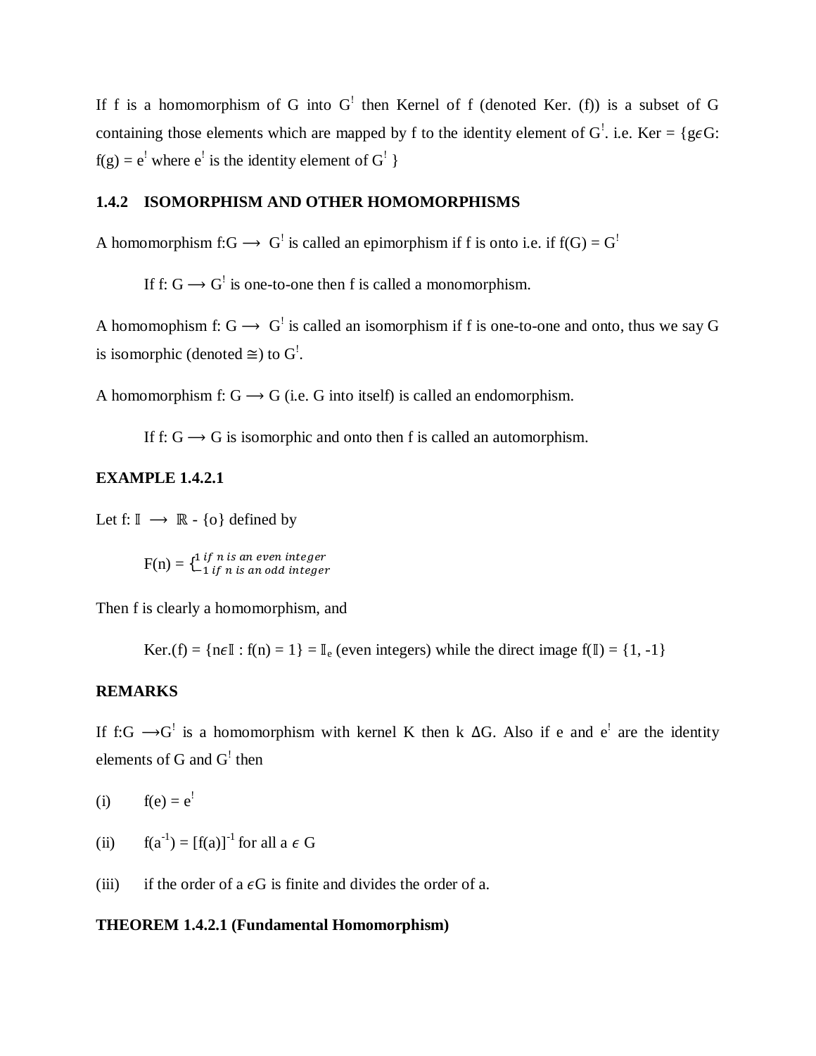If f is a homomorphism of G into $G^!$ then Kernel of f (denoted Ker. (f)) is a subset of G containing those elements which are mapped by f to the identity element of $G^!$. i.e. Ker = {$g \epsilon G$: $f(g) = e^!$ where $e^!$ is the identity element of $G^!$ }

### 1.4.2 ISOMORPHISM AND OTHER HOMOMORPHISMS

A homomorphism $f:G \longrightarrow G^!$ is called an epimorphism if f is onto i.e. if $f(G) = G^!$

If $f: G \longrightarrow G^!$ is one-to-one then f is called a monomorphism.

A homomophism $f: G \longrightarrow G^!$ is called an isomorphism if f is one-to-one and onto, thus we say G is isomorphic (denoted $\cong$) to $G^!$.

A homomorphism $f: G \longrightarrow G$ (i.e. G into itself) is called an endomorphism.

If $f: G \longrightarrow G$ is isomorphic and onto then f is called an automorphism.

**EXAMPLE 1.4.2.1**

Let $f: \mathbb{I} \longrightarrow \mathbb{R} - \{o\}$ defined by

$$F(n) = \begin{cases} 1 \text{ if } n \text{ is an even integer} \\ -1 \text{ if } n \text{ is an odd integer} \end{cases}$$

Then f is clearly a homomorphism, and

Ker.(f) = {$n \epsilon \mathbb{I}$ : f(n) = 1} = $\mathbb{I}_e$ (even integers) while the direct image $f(\mathbb{I}) = \{1, -1\}$

**REMARKS**

If $f:G \longrightarrow G^!$ is a homomorphism with kernel K then k $\Delta$G. Also if e and $e^!$ are the identity elements of G and $G^!$ then

(i) $f(e) = e^!$

(ii) $f(a^{-1}) = [f(a)]^{-1}$ for all $a \epsilon G$

(iii) if the order of $a \epsilon G$ is finite and divides the order of a.

**THEOREM 1.4.2.1 (Fundamental Homomorphism)**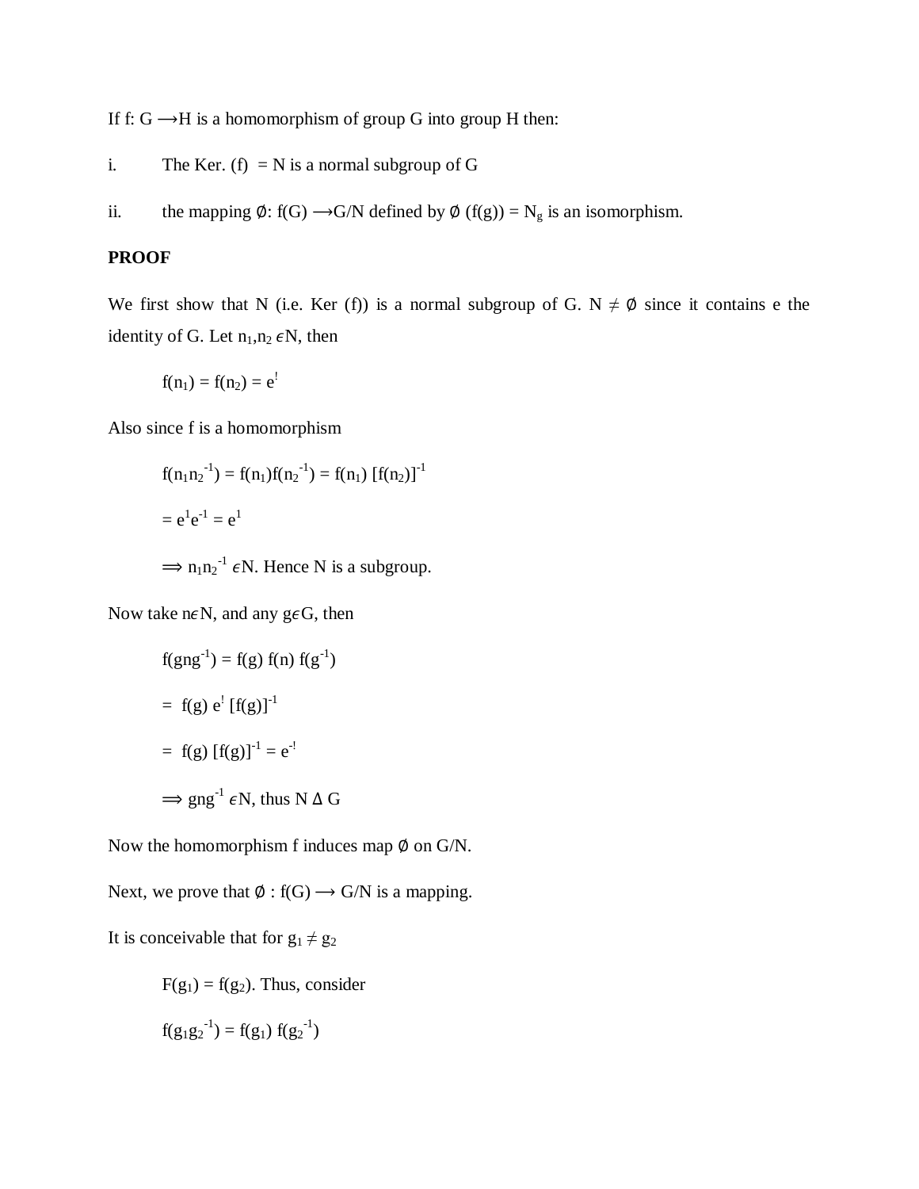If f: G ⟶H is a homomorphism of group G into group H then:

i. The Ker. (f) = N is a normal subgroup of G

ii. the mapping ∅: f(G) ⟶G/N defined by ∅ (f(g)) = $N_g$ is an isomorphism.

**PROOF**

We first show that N (i.e. Ker (f)) is a normal subgroup of G. N ≠ ∅ since it contains e the identity of G. Let $n_1, n_2 \epsilon N$, then

$$f(n_1) = f(n_2) = e^!$$

Also since f is a homomorphism

$$f(n_1 n_2^{-1}) = f(n_1) f(n_2^{-1}) = f(n_1)\,[f(n_2)]^{-1}$$

$$= e^1 e^{-1} = e^1$$

$$\Longrightarrow n_1 n_2^{-1} \epsilon N.$$ Hence N is a subgroup.

Now take $n \epsilon N$, and any $g \epsilon G$, then

$$f(gng^{-1}) = f(g)\, f(n)\, f(g^{-1})$$

$$= f(g)\, e^!\, [f(g)]^{-1}$$

$$= f(g)\, [f(g)]^{-1} = e^{-!}$$

$$\Longrightarrow gng^{-1} \epsilon N,$$ thus N Δ G

Now the homomorphism f induces map ∅ on G/N.

Next, we prove that ∅ : f(G) ⟶ G/N is a mapping.

It is conceivable that for $g_1 \neq g_2$

$F(g_1) = f(g_2)$. Thus, consider

$$f(g_1 g_2^{-1}) = f(g_1)\, f(g_2^{-1})$$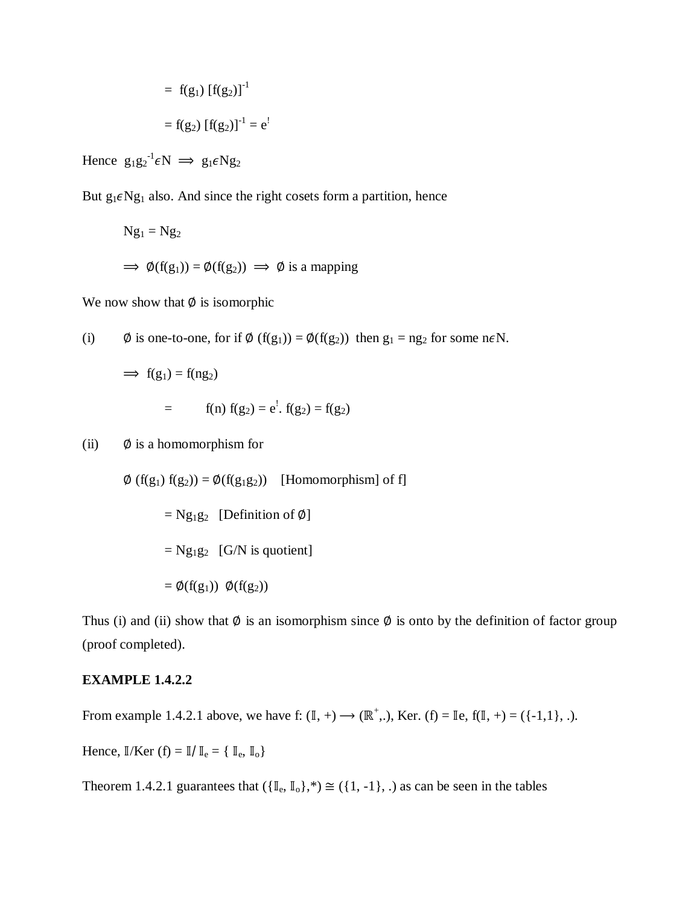$= f(g_1) [f(g_2)]^{-1}$

$= f(g_2) [f(g_2)]^{-1} = e^!$

Hence $g_1 g_2^{-1} \epsilon N \implies g_1 \epsilon N g_2$

But $g_1 \epsilon N g_1$ also. And since the right cosets form a partition, hence

$Ng_1 = Ng_2$

$\implies \emptyset(f(g_1)) = \emptyset(f(g_2)) \implies \emptyset$ is a mapping

We now show that $\emptyset$ is isomorphic

(i) $\emptyset$ is one-to-one, for if $\emptyset(f(g_1)) = \emptyset(f(g_2))$ then $g_1 = ng_2$ for some $n \epsilon N$.

$\implies f(g_1) = f(ng_2)$

$= f(n)\, f(g_2) = e^!.\, f(g_2) = f(g_2)$

(ii) $\emptyset$ is a homomorphism for

$\emptyset(f(g_1) f(g_2)) = \emptyset(f(g_1 g_2))$ [Homomorphism] of f]

$= Ng_1 g_2$ [Definition of $\emptyset$]

$= Ng_1 g_2$ [G/N is quotient]

$= \emptyset(f(g_1))\ \emptyset(f(g_2))$

Thus (i) and (ii) show that $\emptyset$ is an isomorphism since $\emptyset$ is onto by the definition of factor group (proof completed).

**EXAMPLE 1.4.2.2**

From example 1.4.2.1 above, we have f: $(\mathbb{I}, +) \longrightarrow (\mathbb{R}^+, .)$, Ker. (f) = $\mathbb{I}$e, f$(\mathbb{I}, +) = (\{-1,1\}, .)$.

Hence, $\mathbb{I}$/Ker (f) = $\mathbb{I} / \mathbb{I}_e = \{ \mathbb{I}_e, \mathbb{I}_o\}$

Theorem 1.4.2.1 guarantees that $(\{\mathbb{I}_e, \mathbb{I}_o\},*) \cong (\{1, -1\}, .)$ as can be seen in the tables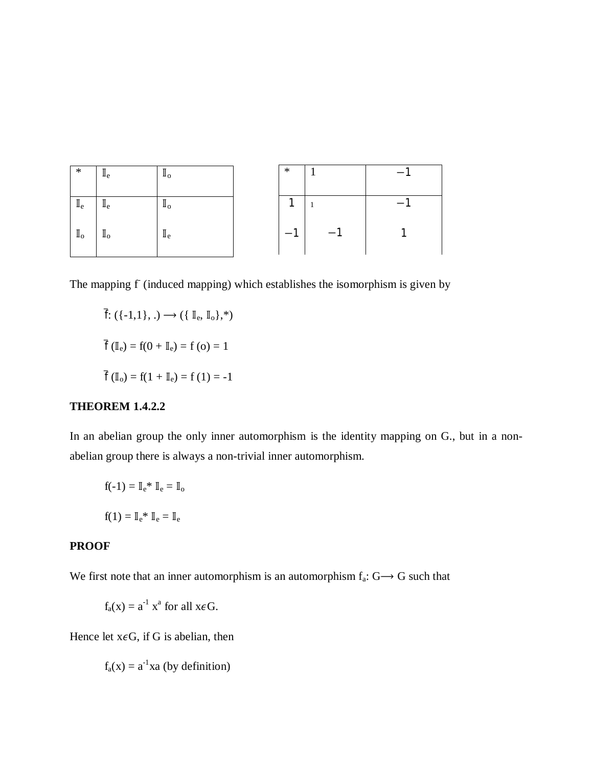| * | $\mathbb{I}_e$ | $\mathbb{I}_o$ |
|---|---|---|
| $\mathbb{I}_e$ | $\mathbb{I}_e$ | $\mathbb{I}_o$ |
| $\mathbb{I}_o$ | $\mathbb{I}_o$ | $\mathbb{I}_e$ |

| * | 1 | −1 |
|---|---|---|
| 1 | 1 | −1 |
| −1 | −1 | 1 |

The mapping $f^{-}$ (induced mapping) which establishes the isomorphism is given by

$\bar{f}$: ({-1,1}, .) ⟶ ({ $\mathbb{I}_e$, $\mathbb{I}_o$},*)

$\bar{f}(\mathbb{I}_e) = f(0 + \mathbb{I}_e) = f(o) = 1$

$\bar{f}(\mathbb{I}_o) = f(1 + \mathbb{I}_e) = f(1) = -1$

**THEOREM 1.4.2.2**

In an abelian group the only inner automorphism is the identity mapping on G., but in a non-abelian group there is always a non-trivial inner automorphism.

$f(-1) = \mathbb{I}_e * \mathbb{I}_e = \mathbb{I}_o$

$f(1) = \mathbb{I}_e * \mathbb{I}_e = \mathbb{I}_e$

**PROOF**

We first note that an inner automorphism is an automorphism $f_a$: G⟶ G such that

$f_a(x) = a^{-1} x^a$ for all $x \epsilon G$.

Hence let $x \epsilon G$, if G is abelian, then

$f_a(x) = a^{-1}xa$ (by definition)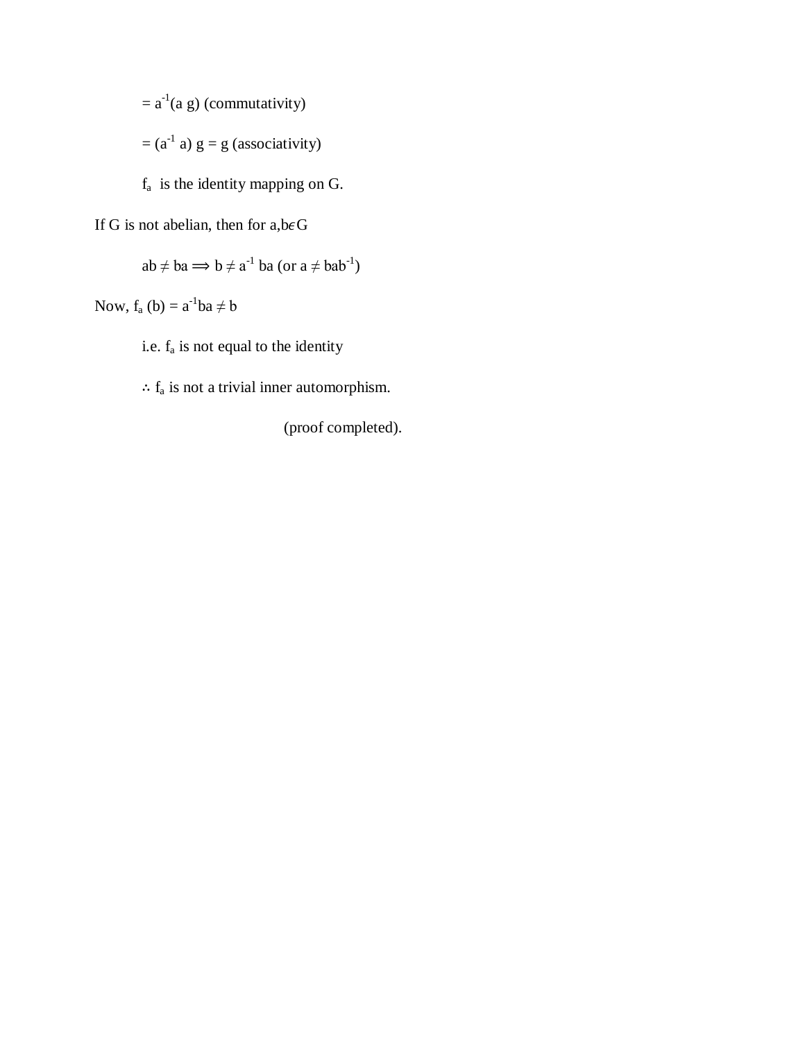$= a^{-1}(a\,g)$ (commutativity)

$= (a^{-1}\,a)\,g = g$ (associativity)

$f_a$ is the identity mapping on G.

If G is not abelian, then for $a,b \epsilon G$

$ab \neq ba \Longrightarrow b \neq a^{-1}\,ba$ (or $a \neq bab^{-1}$)

Now, $f_a\,(b) = a^{-1}ba \neq b$

i.e. $f_a$ is not equal to the identity

$\therefore$ $f_a$ is not a trivial inner automorphism.

(proof completed).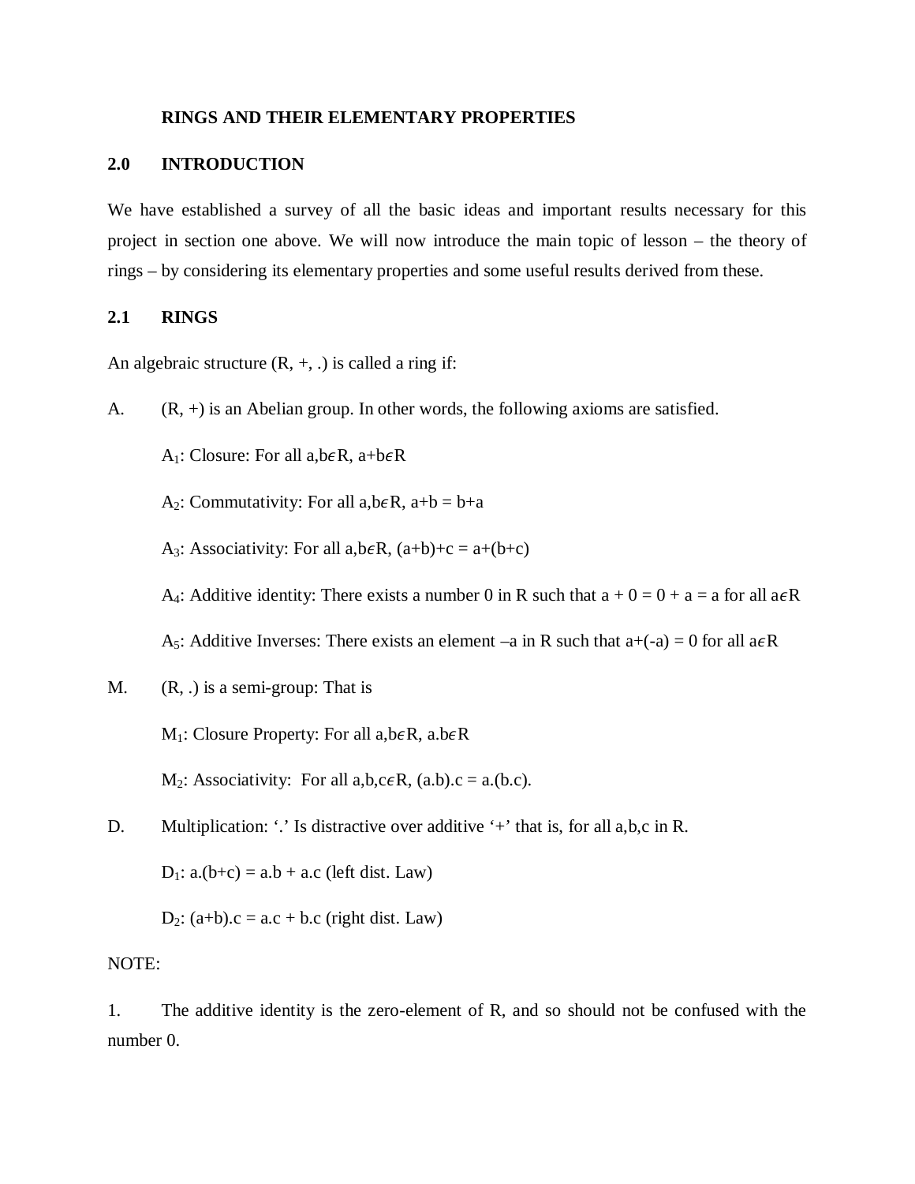# RINGS AND THEIR ELEMENTARY PROPERTIES

## 2.0 INTRODUCTION

We have established a survey of all the basic ideas and important results necessary for this project in section one above. We will now introduce the main topic of lesson – the theory of rings – by considering its elementary properties and some useful results derived from these.

## 2.1 RINGS

An algebraic structure (R, +, .) is called a ring if:

A. (R, +) is an Abelian group. In other words, the following axioms are satisfied.

$A_1$: Closure: For all a,b$\epsilon$R, a+b$\epsilon$R

$A_2$: Commutativity: For all a,b$\epsilon$R, a+b = b+a

$A_3$: Associativity: For all a,b$\epsilon$R, (a+b)+c = a+(b+c)

$A_4$: Additive identity: There exists a number 0 in R such that a + 0 = 0 + a = a for all a$\epsilon$R

$A_5$: Additive Inverses: There exists an element –a in R such that a+(-a) = 0 for all a$\epsilon$R

M. (R, .) is a semi-group: That is

$M_1$: Closure Property: For all a,b$\epsilon$R, a.b$\epsilon$R

$M_2$: Associativity: For all a,b,c$\epsilon$R, (a.b).c = a.(b.c).

D. Multiplication: '.' Is distractive over additive '+' that is, for all a,b,c in R.

$D_1$: a.(b+c) = a.b + a.c (left dist. Law)

$D_2$: (a+b).c = a.c + b.c (right dist. Law)

NOTE:

1. The additive identity is the zero-element of R, and so should not be confused with the number 0.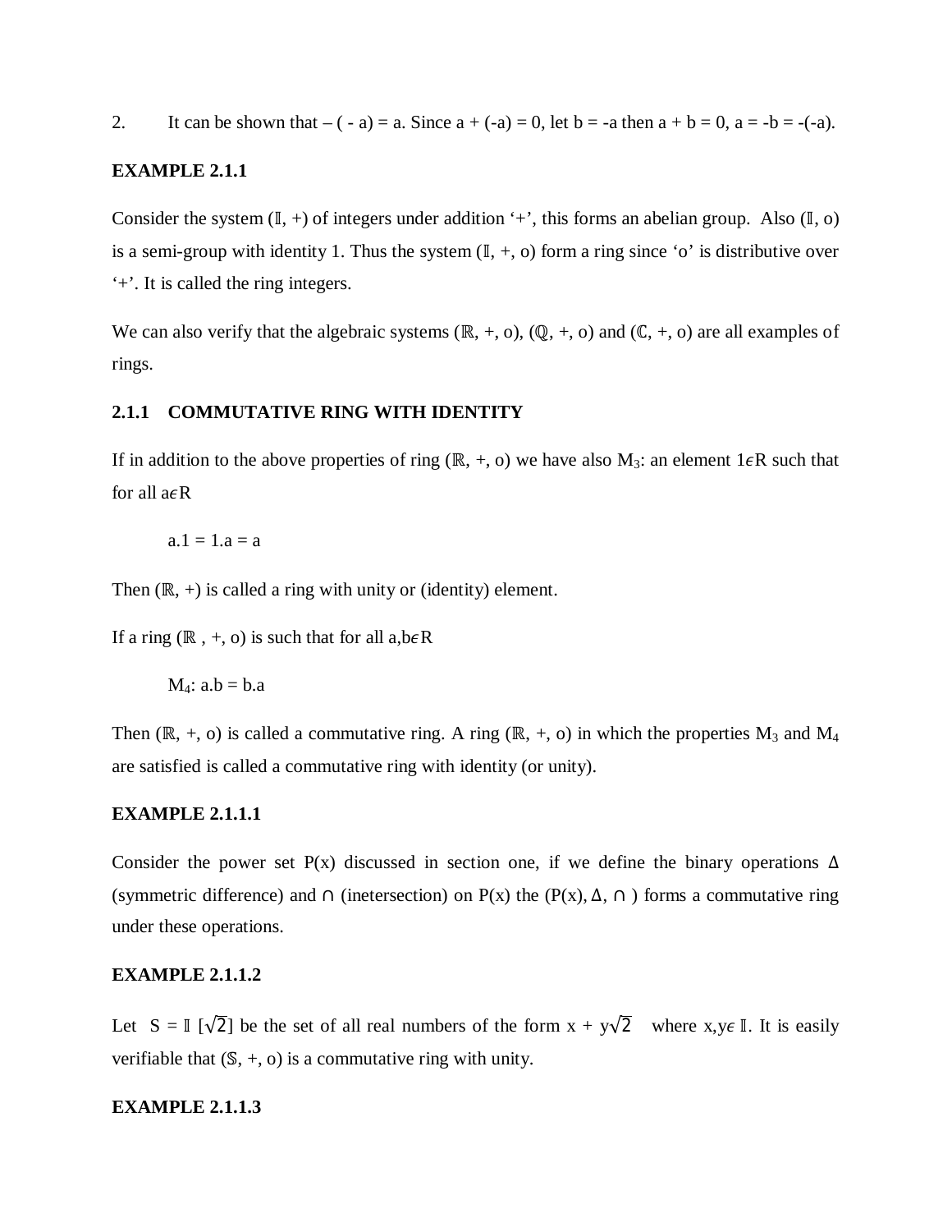2. It can be shown that $-(-a) = a$. Since $a + (-a) = 0$, let $b = -a$ then $a + b = 0$, $a = -b = -(-a)$.

**EXAMPLE 2.1.1**

Consider the system ($\mathbb{I}$, +) of integers under addition '+', this forms an abelian group. Also ($\mathbb{I}$, o) is a semi-group with identity 1. Thus the system ($\mathbb{I}$, +, o) form a ring since 'o' is distributive over '+'. It is called the ring integers.

We can also verify that the algebraic systems ($\mathbb{R}$, +, o), ($\mathbb{Q}$, +, o) and ($\mathbb{C}$, +, o) are all examples of rings.

### 2.1.1 COMMUTATIVE RING WITH IDENTITY

If in addition to the above properties of ring ($\mathbb{R}$, +, o) we have also $M_3$: an element $1 \epsilon R$ such that for all $a \epsilon R$

$$a.1 = 1.a = a$$

Then ($\mathbb{R}$, +) is called a ring with unity or (identity) element.

If a ring ($\mathbb{R}$ , +, o) is such that for all $a,b \epsilon R$

$$M_4: a.b = b.a$$

Then ($\mathbb{R}$, +, o) is called a commutative ring. A ring ($\mathbb{R}$, +, o) in which the properties $M_3$ and $M_4$ are satisfied is called a commutative ring with identity (or unity).

**EXAMPLE 2.1.1.1**

Consider the power set P(x) discussed in section one, if we define the binary operations $\Delta$ (symmetric difference) and $\cap$ (inetersection) on P(x) the (P(x), $\Delta$, $\cap$ ) forms a commutative ring under these operations.

**EXAMPLE 2.1.1.2**

Let $S = \mathbb{I}[\sqrt{2}]$ be the set of all real numbers of the form $x + y\sqrt{2}$ where $x,y \epsilon \mathbb{I}$. It is easily verifiable that ($\mathbb{S}$, +, o) is a commutative ring with unity.

**EXAMPLE 2.1.1.3**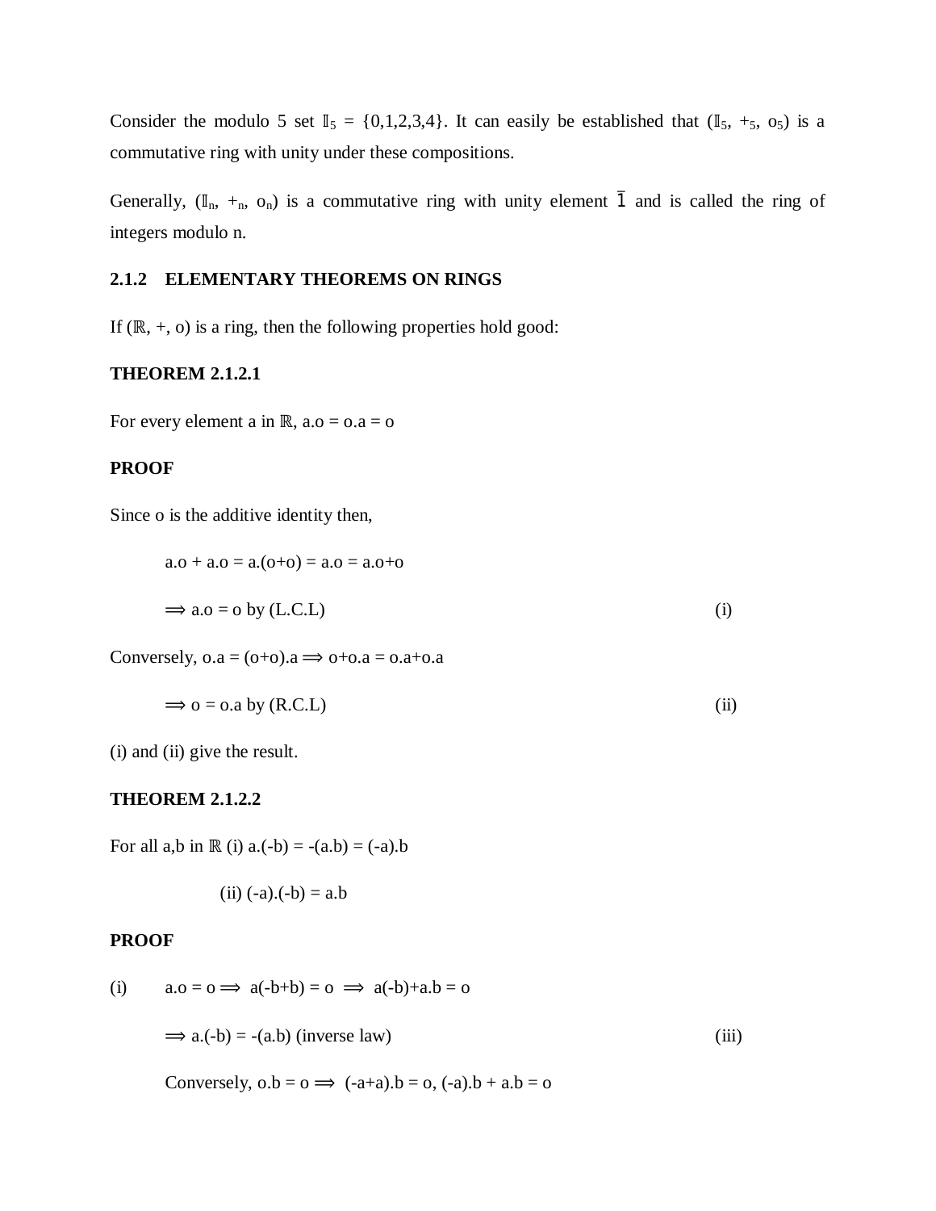Consider the modulo 5 set $\mathbb{I}_5 = \{0,1,2,3,4\}$. It can easily be established that $(\mathbb{I}_5, +_5, o_5)$ is a commutative ring with unity under these compositions.

Generally, $(\mathbb{I}_n, +_n, o_n)$ is a commutative ring with unity element $\bar{1}$ and is called the ring of integers modulo n.

### 2.1.2 ELEMENTARY THEOREMS ON RINGS

If $(\mathbb{R}, +, o)$ is a ring, then the following properties hold good:

**THEOREM 2.1.2.1**

For every element a in $\mathbb{R}$, a.o = o.a = o

**PROOF**

Since o is the additive identity then,

$$a.o + a.o = a.(o+o) = a.o = a.o+o$$

$$\Longrightarrow a.o = o \text{ by (L.C.L)} \qquad \text{(i)}$$

Conversely, $o.a = (o+o).a \Longrightarrow o+o.a = o.a+o.a$

$$\Longrightarrow o = o.a \text{ by (R.C.L)} \qquad \text{(ii)}$$

(i) and (ii) give the result.

**THEOREM 2.1.2.2**

For all a,b in $\mathbb{R}$ (i) a.(-b) = -(a.b) = (-a).b

(ii) (-a).(-b) = a.b

**PROOF**

(i) $a.o = o \Longrightarrow a(-b+b) = o \Longrightarrow a(-b)+a.b = o$

$$\Longrightarrow a.(-b) = -(a.b) \text{ (inverse law)} \qquad \text{(iii)}$$

Conversely, $o.b = o \Longrightarrow (-a+a).b = o$, $(-a).b + a.b = o$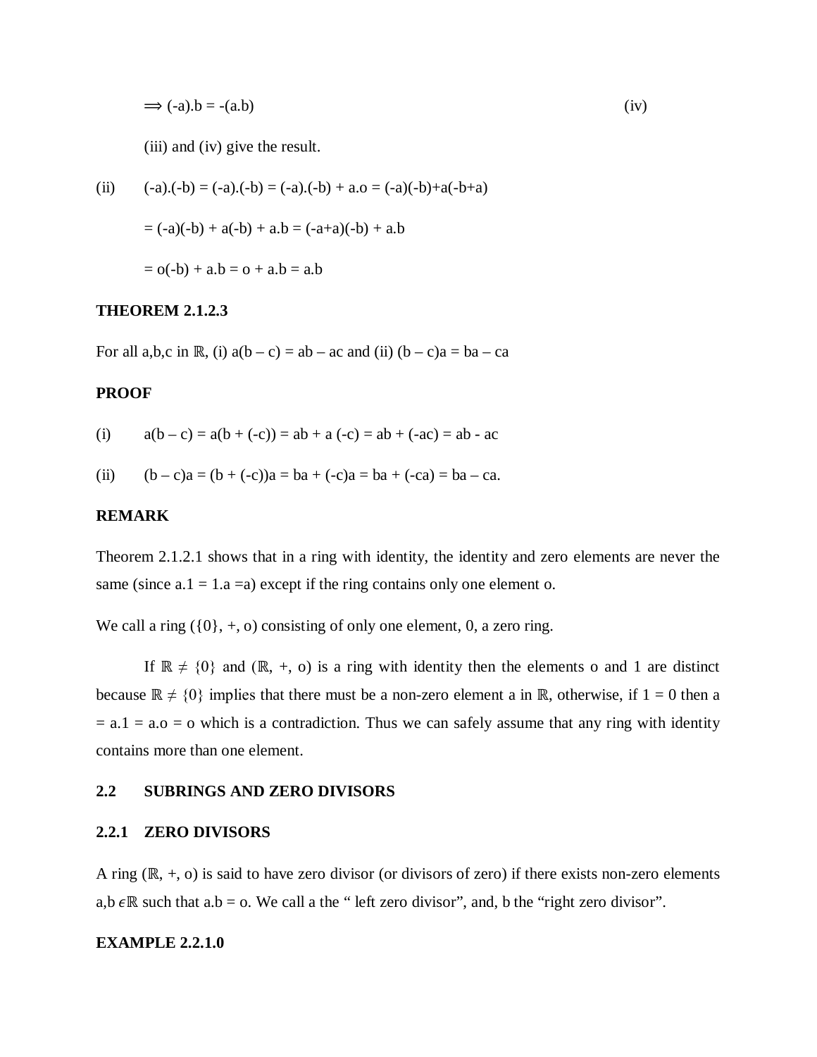$\Longrightarrow (-a).b = -(a.b)$ (iv)

(iii) and (iv) give the result.

(ii) $(-a).(-b) = (-a).(-b) = (-a).(-b) + a.o = (-a)(-b)+a(-b+a)$

$= (-a)(-b) + a(-b) + a.b = (-a+a)(-b) + a.b$

$= o(-b) + a.b = o + a.b = a.b$

**THEOREM 2.1.2.3**

For all a,b,c in $\mathbb{R}$, (i) $a(b - c) = ab - ac$ and (ii) $(b - c)a = ba - ca$

**PROOF**

(i) $a(b - c) = a(b + (-c)) = ab + a(-c) = ab + (-ac) = ab - ac$

(ii) $(b - c)a = (b + (-c))a = ba + (-c)a = ba + (-ca) = ba - ca.$

**REMARK**

Theorem 2.1.2.1 shows that in a ring with identity, the identity and zero elements are never the same (since $a.1 = 1.a = a$) except if the ring contains only one element o.

We call a ring $(\{0\}, +, o)$ consisting of only one element, 0, a zero ring.

If $\mathbb{R} \neq \{0\}$ and $(\mathbb{R}, +, o)$ is a ring with identity then the elements o and 1 are distinct because $\mathbb{R} \neq \{0\}$ implies that there must be a non-zero element a in $\mathbb{R}$, otherwise, if $1 = 0$ then $a = a.1 = a.o = o$ which is a contradiction. Thus we can safely assume that any ring with identity contains more than one element.

## 2.2 SUBRINGS AND ZERO DIVISORS

### 2.2.1 ZERO DIVISORS

A ring $(\mathbb{R}, +, o)$ is said to have zero divisor (or divisors of zero) if there exists non-zero elements $a,b \in \mathbb{R}$ such that $a.b = o$. We call a the " left zero divisor", and, b the "right zero divisor".

**EXAMPLE 2.2.1.0**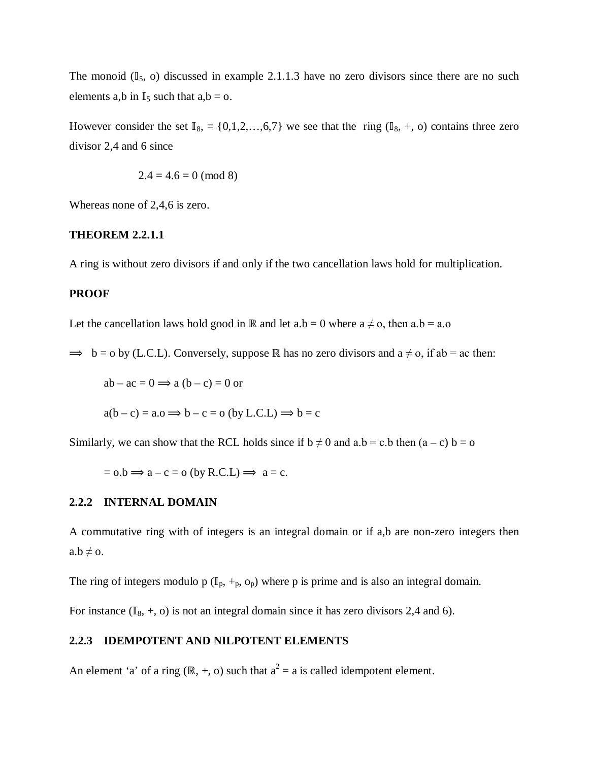The monoid ($\mathbb{I}_5$, o) discussed in example 2.1.1.3 have no zero divisors since there are no such elements a,b in $\mathbb{I}_5$ such that a,b = o.

However consider the set $\mathbb{I}_8$, = {0,1,2,…,6,7} we see that the ring ($\mathbb{I}_8$, +, o) contains three zero divisor 2,4 and 6 since

$$2.4 = 4.6 = 0 \pmod 8$$

Whereas none of 2,4,6 is zero.

**THEOREM 2.2.1.1**

A ring is without zero divisors if and only if the two cancellation laws hold for multiplication.

**PROOF**

Let the cancellation laws hold good in $\mathbb{R}$ and let a.b = 0 where a ≠ o, then a.b = a.o

$\Longrightarrow$ b = o by (L.C.L). Conversely, suppose $\mathbb{R}$ has no zero divisors and a ≠ o, if ab = ac then:

$$ab - ac = 0 \Longrightarrow a(b - c) = 0 \text{ or}$$

$$a(b - c) = a.o \Longrightarrow b - c = o \text{ (by L.C.L)} \Longrightarrow b = c$$

Similarly, we can show that the RCL holds since if b ≠ 0 and a.b = c.b then (a – c) b = o

$$= o.b \Longrightarrow a - c = o \text{ (by R.C.L)} \Longrightarrow a = c.$$

### 2.2.2 INTERNAL DOMAIN

A commutative ring with of integers is an integral domain or if a,b are non-zero integers then a.b ≠ o.

The ring of integers modulo p ($\mathbb{I}_p$, $+_p$, $o_p$) where p is prime and is also an integral domain.

For instance ($\mathbb{I}_8$, +, o) is not an integral domain since it has zero divisors 2,4 and 6).

### 2.2.3 IDEMPOTENT AND NILPOTENT ELEMENTS

An element 'a' of a ring ($\mathbb{R}$, +, o) such that $a^2 = a$ is called idempotent element.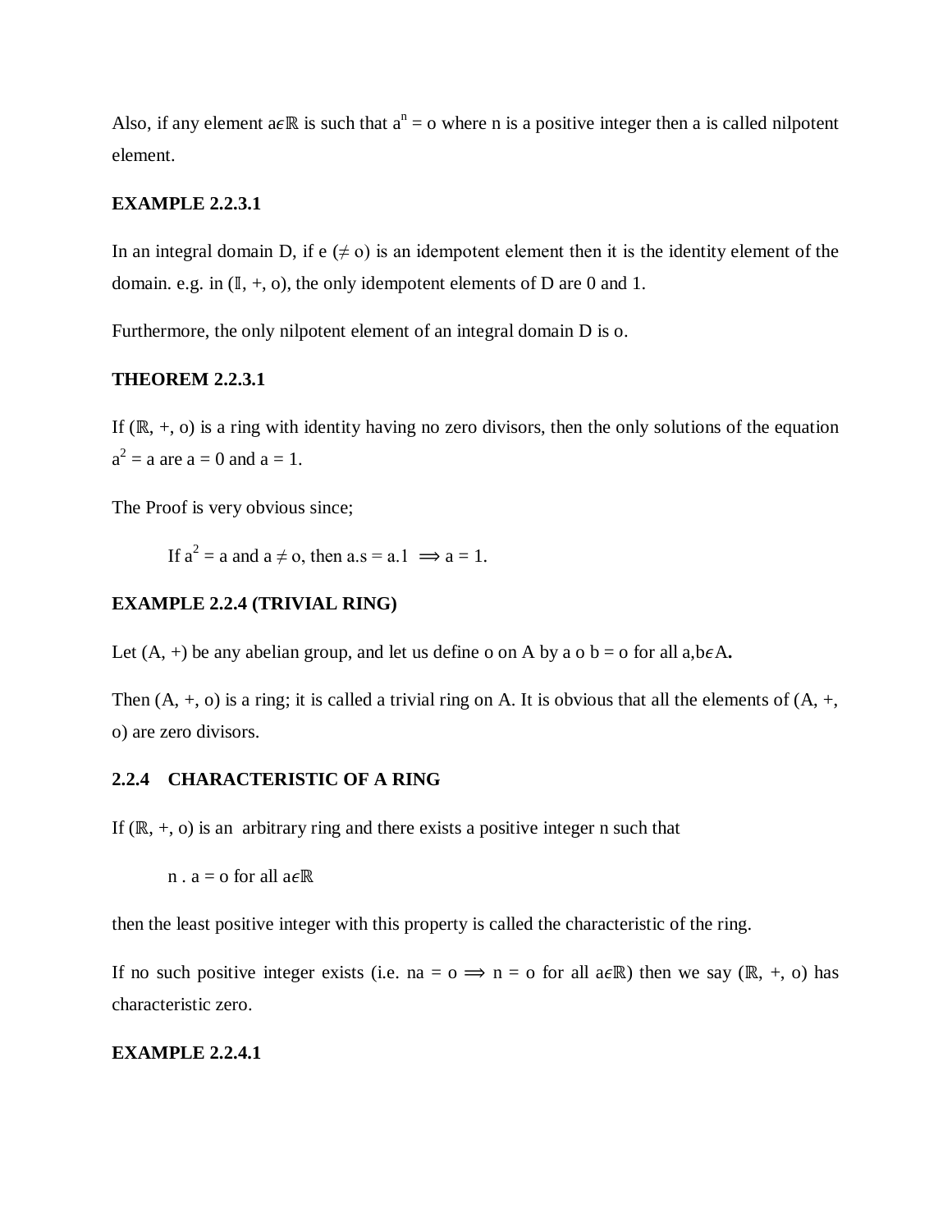Also, if any element $a \epsilon \mathbb{R}$ is such that $a^n = o$ where n is a positive integer then a is called nilpotent element.

**EXAMPLE 2.2.3.1**

In an integral domain D, if e ($\neq$ o) is an idempotent element then it is the identity element of the domain. e.g. in ($\mathbb{I}$, +, o), the only idempotent elements of D are 0 and 1.

Furthermore, the only nilpotent element of an integral domain D is o.

**THEOREM 2.2.3.1**

If ($\mathbb{R}$, +, o) is a ring with identity having no zero divisors, then the only solutions of the equation $a^2 = a$ are $a = 0$ and $a = 1$.

The Proof is very obvious since;

If $a^2 = a$ and $a \neq o$, then $a.s = a.1 \implies a = 1$.

**EXAMPLE 2.2.4 (TRIVIAL RING)**

Let (A, +) be any abelian group, and let us define o on A by a o b = o for all a,b$\epsilon$A**.**

Then (A, +, o) is a ring; it is called a trivial ring on A. It is obvious that all the elements of (A, +, o) are zero divisors.

## 2.2.4 CHARACTERISTIC OF A RING

If ($\mathbb{R}$, +, o) is an arbitrary ring and there exists a positive integer n such that

$n \, . \, a = o$ for all $a \epsilon \mathbb{R}$

then the least positive integer with this property is called the characteristic of the ring.

If no such positive integer exists (i.e. $na = o \implies n = o$ for all $a \epsilon \mathbb{R}$) then we say ($\mathbb{R}$, +, o) has characteristic zero.

**EXAMPLE 2.2.4.1**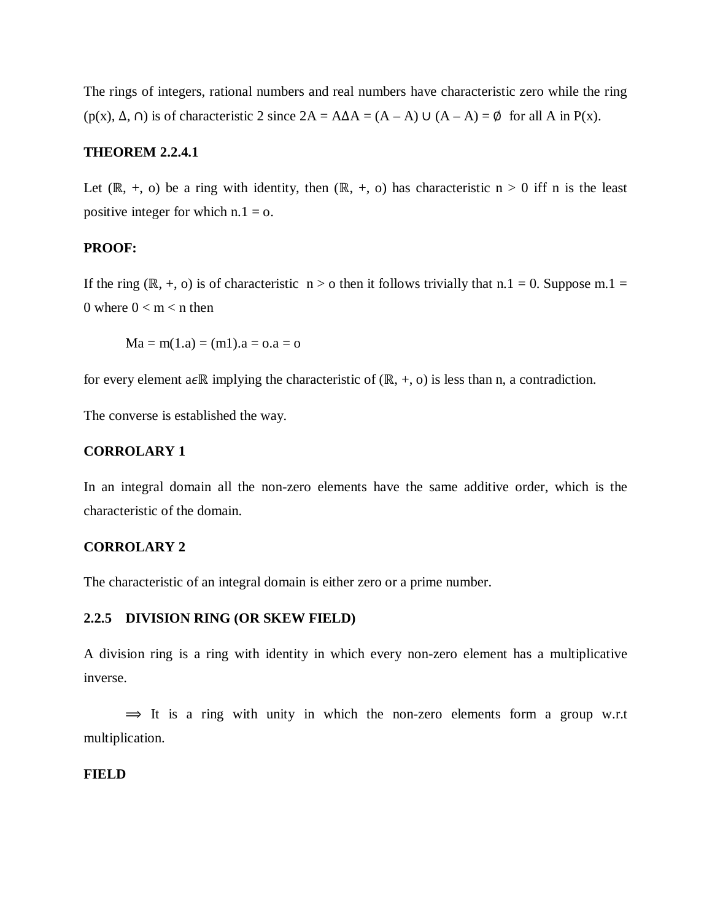The rings of integers, rational numbers and real numbers have characteristic zero while the ring (p(x), Δ, ∩) is of characteristic 2 since $2A = A\Delta A = (A - A) \cup (A - A) = \emptyset$ for all A in P(x).

**THEOREM 2.2.4.1**

Let (ℝ, +, o) be a ring with identity, then (ℝ, +, o) has characteristic $n > 0$ iff n is the least positive integer for which $n.1 = o$.

**PROOF:**

If the ring (ℝ, +, o) is of characteristic $n > o$ then it follows trivially that $n.1 = 0$. Suppose $m.1 = 0$ where $0 < m < n$ then

$$Ma = m(1.a) = (m1).a = o.a = o$$

for every element $a \epsilon \mathbb{R}$ implying the characteristic of (ℝ, +, o) is less than n, a contradiction.

The converse is established the way.

**CORROLARY 1**

In an integral domain all the non-zero elements have the same additive order, which is the characteristic of the domain.

**CORROLARY 2**

The characteristic of an integral domain is either zero or a prime number.

**2.2.5 DIVISION RING (OR SKEW FIELD)**

A division ring is a ring with identity in which every non-zero element has a multiplicative inverse.

$\Longrightarrow$ It is a ring with unity in which the non-zero elements form a group w.r.t multiplication.

**FIELD**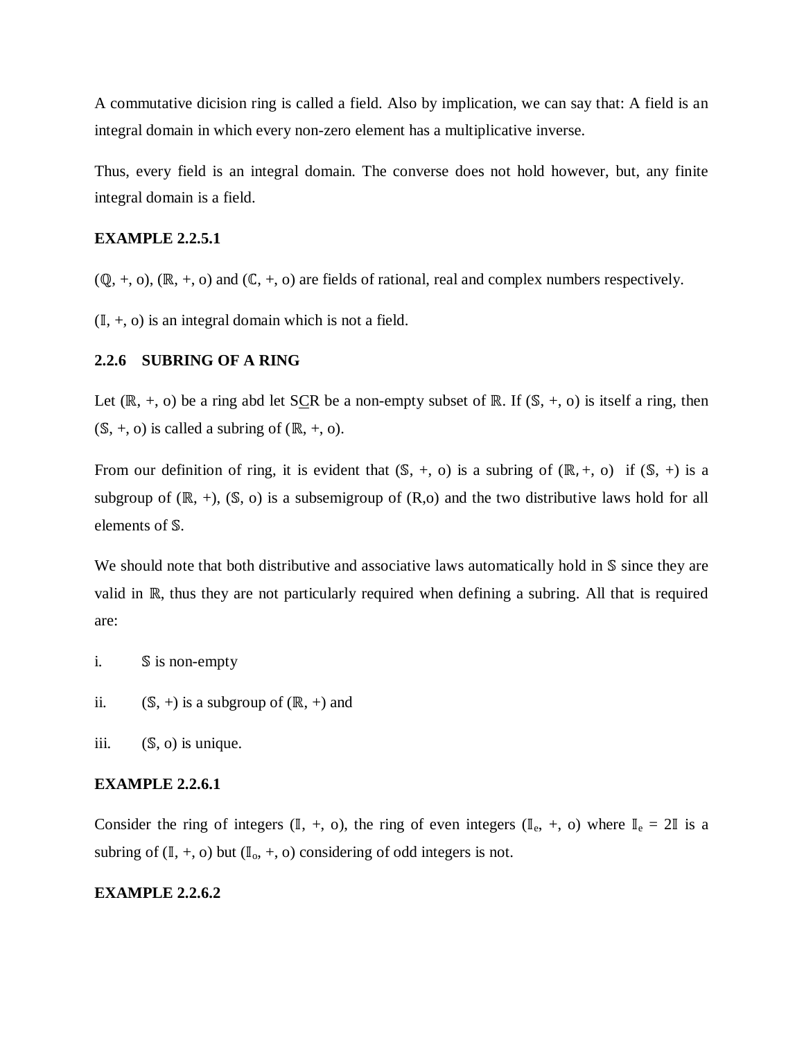A commutative dicision ring is called a field. Also by implication, we can say that: A field is an integral domain in which every non-zero element has a multiplicative inverse.

Thus, every field is an integral domain. The converse does not hold however, but, any finite integral domain is a field.

**EXAMPLE 2.2.5.1**

($\mathbb{Q}$, +, o), ($\mathbb{R}$, +, o) and ($\mathbb{C}$, +, o) are fields of rational, real and complex numbers respectively.

($\mathbb{I}$, +, o) is an integral domain which is not a field.

### 2.2.6 SUBRING OF A RING

Let ($\mathbb{R}$, +, o) be a ring abd let $\mathbb{S} \subseteq \mathbb{R}$ be a non-empty subset of $\mathbb{R}$. If ($\mathbb{S}$, +, o) is itself a ring, then ($\mathbb{S}$, +, o) is called a subring of ($\mathbb{R}$, +, o).

From our definition of ring, it is evident that ($\mathbb{S}$, +, o) is a subring of ($\mathbb{R}$, +, o) if ($\mathbb{S}$, +) is a subgroup of ($\mathbb{R}$, +), ($\mathbb{S}$, o) is a subsemigroup of (R,o) and the two distributive laws hold for all elements of $\mathbb{S}$.

We should note that both distributive and associative laws automatically hold in $\mathbb{S}$ since they are valid in $\mathbb{R}$, thus they are not particularly required when defining a subring. All that is required are:

i. $\mathbb{S}$ is non-empty

ii. ($\mathbb{S}$, +) is a subgroup of ($\mathbb{R}$, +) and

iii. ($\mathbb{S}$, o) is unique.

**EXAMPLE 2.2.6.1**

Consider the ring of integers ($\mathbb{I}$, +, o), the ring of even integers ($\mathbb{I}_e$, +, o) where $\mathbb{I}_e = 2\mathbb{I}$ is a subring of ($\mathbb{I}$, +, o) but ($\mathbb{I}_o$, +, o) considering of odd integers is not.

**EXAMPLE 2.2.6.2**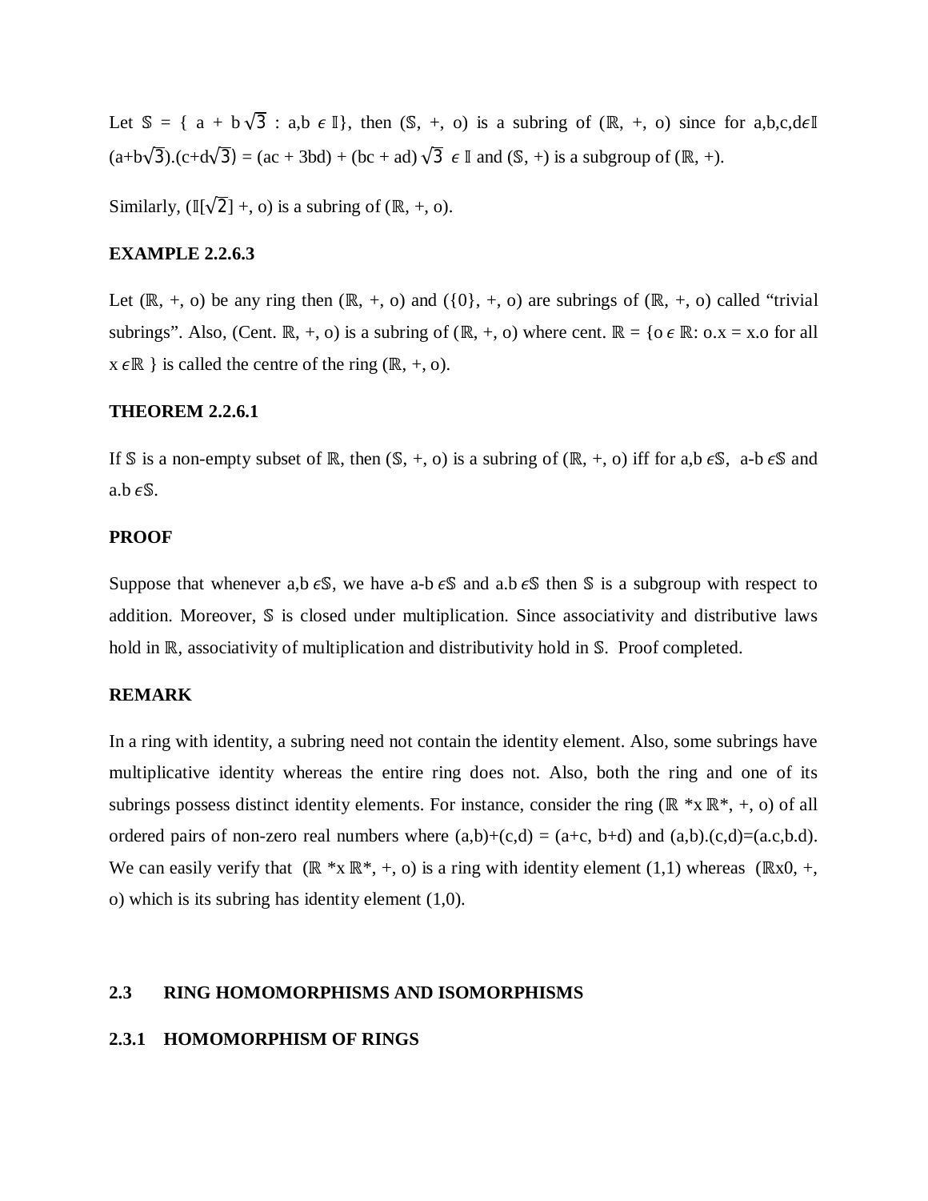Let $\mathbb{S} = \{ a + b\sqrt{3} : a,b \in \mathbb{I}\}$, then $(\mathbb{S}, +, o)$ is a subring of $(\mathbb{R}, +, o)$ since for $a,b,c,d \in \mathbb{I}$ $(a+b\sqrt{3}).(c+d\sqrt{3}) = (ac + 3bd) + (bc + ad)\sqrt{3} \in \mathbb{I}$ and $(\mathbb{S}, +)$ is a subgroup of $(\mathbb{R}, +)$.

Similarly, $(\mathbb{I}[\sqrt{2}] +, o)$ is a subring of $(\mathbb{R}, +, o)$.

**EXAMPLE 2.2.6.3**

Let $(\mathbb{R}, +, o)$ be any ring then $(\mathbb{R}, +, o)$ and $(\{0\}, +, o)$ are subrings of $(\mathbb{R}, +, o)$ called "trivial subrings". Also, (Cent. $\mathbb{R}$, +, o) is a subring of $(\mathbb{R}, +, o)$ where cent. $\mathbb{R} = \{o \in \mathbb{R}: o.x = x.o$ for all $x \in \mathbb{R}\}$ is called the centre of the ring $(\mathbb{R}, +, o)$.

**THEOREM 2.2.6.1**

If $\mathbb{S}$ is a non-empty subset of $\mathbb{R}$, then $(\mathbb{S}, +, o)$ is a subring of $(\mathbb{R}, +, o)$ iff for $a,b \in \mathbb{S}$, $a-b \in \mathbb{S}$ and $a.b \in \mathbb{S}$.

**PROOF**

Suppose that whenever $a,b \in \mathbb{S}$, we have $a-b \in \mathbb{S}$ and $a.b \in \mathbb{S}$ then $\mathbb{S}$ is a subgroup with respect to addition. Moreover, $\mathbb{S}$ is closed under multiplication. Since associativity and distributive laws hold in $\mathbb{R}$, associativity of multiplication and distributivity hold in $\mathbb{S}$. Proof completed.

**REMARK**

In a ring with identity, a subring need not contain the identity element. Also, some subrings have multiplicative identity whereas the entire ring does not. Also, both the ring and one of its subrings possess distinct identity elements. For instance, consider the ring $(\mathbb{R}^* \times \mathbb{R}^*, +, o)$ of all ordered pairs of non-zero real numbers where $(a,b)+(c,d) = (a+c, b+d)$ and $(a,b).(c,d)=(a.c,b.d)$. We can easily verify that $(\mathbb{R}^* \times \mathbb{R}^*, +, o)$ is a ring with identity element $(1,1)$ whereas $(\mathbb{R}\times 0, +, o)$ which is its subring has identity element $(1,0)$.

## 2.3 RING HOMOMORPHISMS AND ISOMORPHISMS

### 2.3.1 HOMOMORPHISM OF RINGS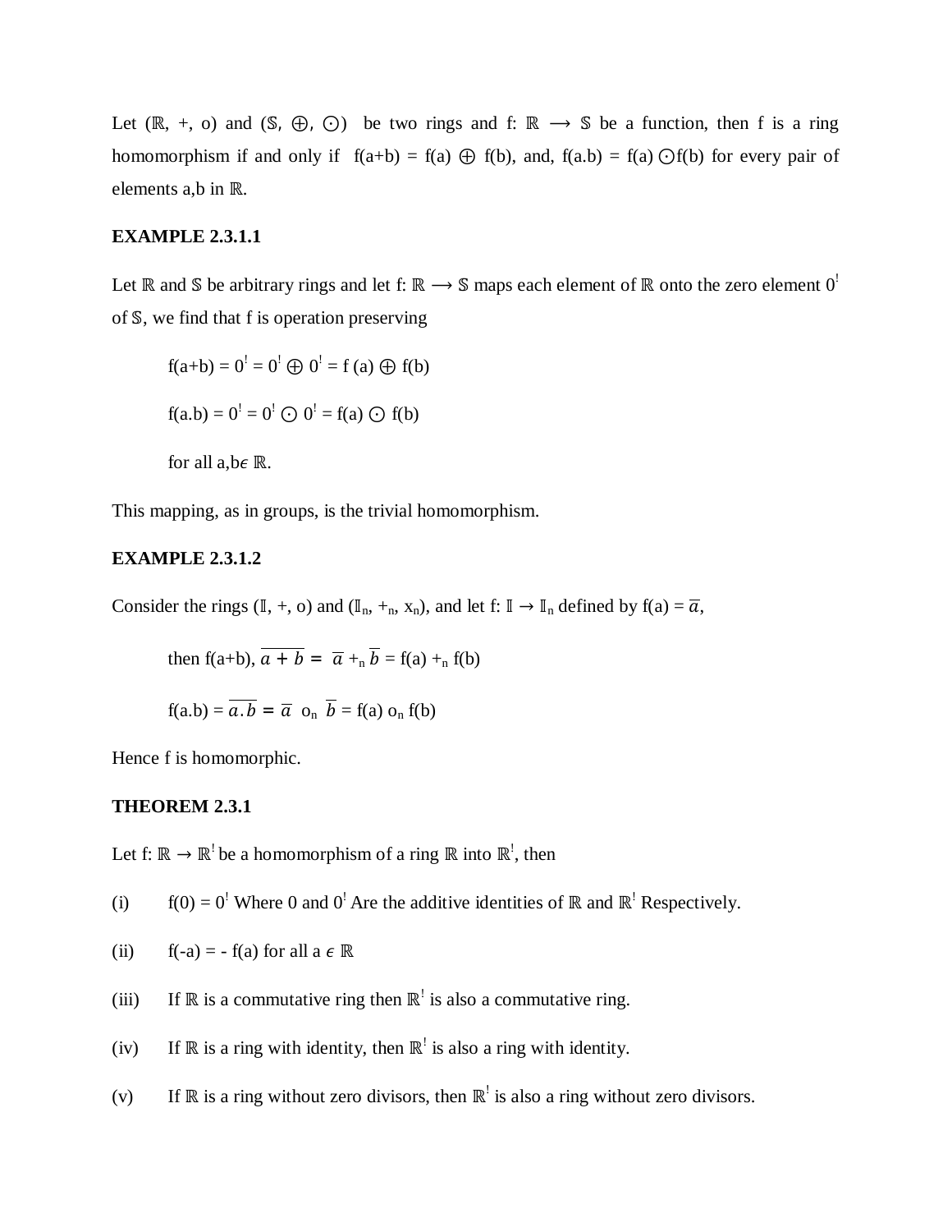Let $(\mathbb{R}, +, o)$ and $(\mathbb{S}, \oplus, \odot)$ be two rings and $f: \mathbb{R} \longrightarrow \mathbb{S}$ be a function, then f is a ring homomorphism if and only if $f(a+b) = f(a) \oplus f(b)$, and, $f(a.b) = f(a) \odot f(b)$ for every pair of elements a,b in $\mathbb{R}$.

**EXAMPLE 2.3.1.1**

Let $\mathbb{R}$ and $\mathbb{S}$ be arbitrary rings and let $f: \mathbb{R} \longrightarrow \mathbb{S}$ maps each element of $\mathbb{R}$ onto the zero element $0^!$ of $\mathbb{S}$, we find that f is operation preserving

$$f(a+b) = 0^! = 0^! \oplus 0^! = f(a) \oplus f(b)$$

$$f(a.b) = 0^! = 0^! \odot 0^! = f(a) \odot f(b)$$

for all $a,b \epsilon \mathbb{R}$.

This mapping, as in groups, is the trivial homomorphism.

**EXAMPLE 2.3.1.2**

Consider the rings $(\mathbb{I}, +, o)$ and $(\mathbb{I}_n, +_n, x_n)$, and let $f: \mathbb{I} \rightarrow \mathbb{I}_n$ defined by $f(a) = \overline{a}$,

then $f(a+b)$, $\overline{a+b} = \overline{a} +_n \overline{b} = f(a) +_n f(b)$

$f(a.b) = \overline{a.b} = \overline{a} \; o_n \; \overline{b} = f(a) \; o_n \; f(b)$

Hence f is homomorphic.

**THEOREM 2.3.1**

Let $f: \mathbb{R} \rightarrow \mathbb{R}^!$ be a homomorphism of a ring $\mathbb{R}$ into $\mathbb{R}^!$, then

(i) $f(0) = 0^!$ Where 0 and $0^!$ Are the additive identities of $\mathbb{R}$ and $\mathbb{R}^!$ Respectively.

(ii) $f(-a) = - f(a)$ for all $a \in \mathbb{R}$

(iii) If $\mathbb{R}$ is a commutative ring then $\mathbb{R}^!$ is also a commutative ring.

(iv) If $\mathbb{R}$ is a ring with identity, then $\mathbb{R}^!$ is also a ring with identity.

(v) If $\mathbb{R}$ is a ring without zero divisors, then $\mathbb{R}^!$ is also a ring without zero divisors.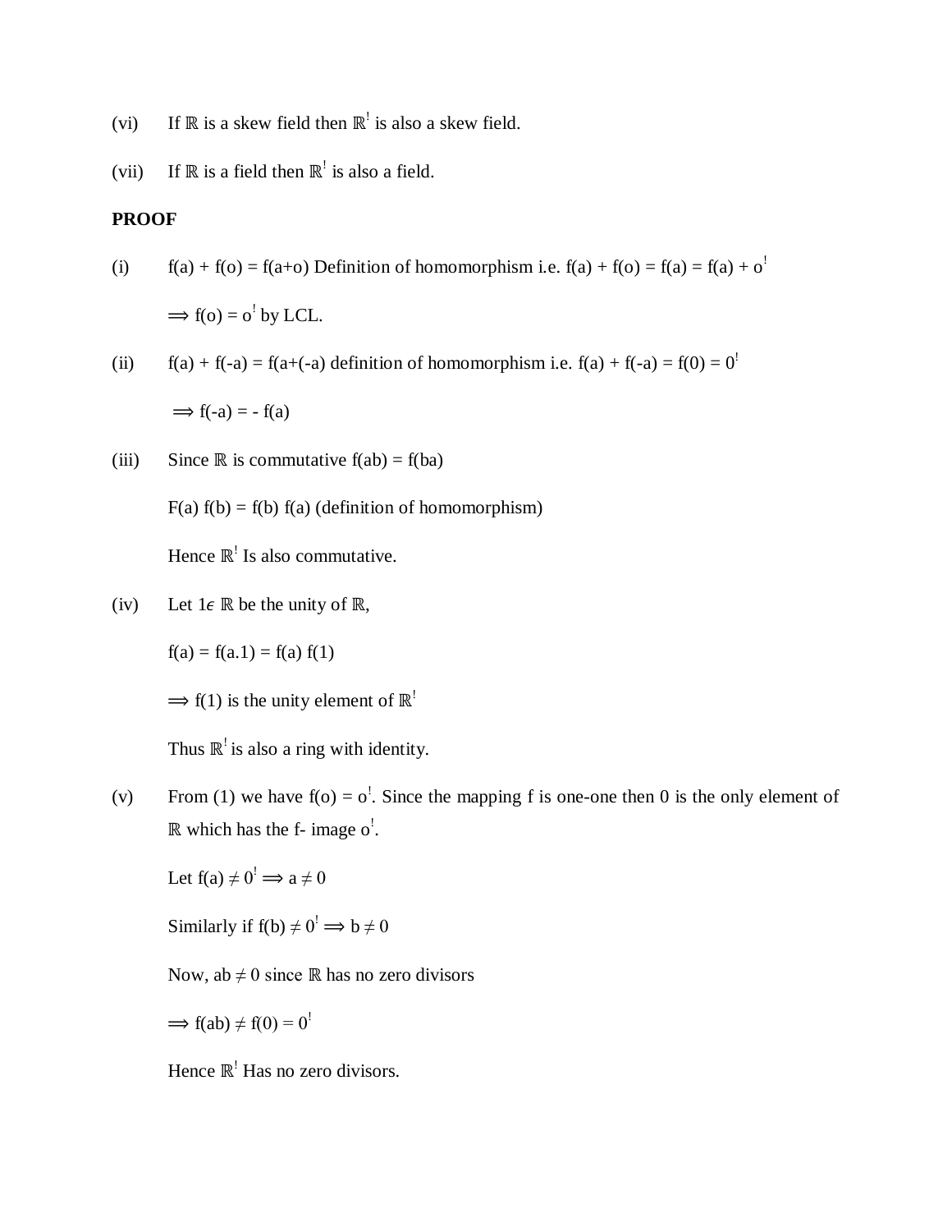(vi) If $\mathbb{R}$ is a skew field then $\mathbb{R}^!$ is also a skew field.

(vii) If $\mathbb{R}$ is a field then $\mathbb{R}^!$ is also a field.

**PROOF**

(i) $f(a) + f(o) = f(a+o)$ Definition of homomorphism i.e. $f(a) + f(o) = f(a) = f(a) + o^!$

$\Longrightarrow f(o) = o^!$ by LCL.

(ii) $f(a) + f(-a) = f(a+(-a)$ definition of homomorphism i.e. $f(a) + f(-a) = f(0) = 0^!$

$\Longrightarrow f(-a) = - f(a)$

(iii) Since $\mathbb{R}$ is commutative $f(ab) = f(ba)$

$F(a) f(b) = f(b) f(a)$ (definition of homomorphism)

Hence $\mathbb{R}^!$ Is also commutative.

(iv) Let $1 \epsilon \ \mathbb{R}$ be the unity of $\mathbb{R}$,

$f(a) = f(a.1) = f(a) f(1)$

$\Longrightarrow f(1)$ is the unity element of $\mathbb{R}^!$

Thus $\mathbb{R}^!$ is also a ring with identity.

(v) From (1) we have $f(o) = o^!$. Since the mapping f is one-one then 0 is the only element of $\mathbb{R}$ which has the f- image $o^!$.

Let $f(a) \neq 0^! \Longrightarrow a \neq 0$

Similarly if $f(b) \neq 0^! \Longrightarrow b \neq 0$

Now, $ab \neq 0$ since $\mathbb{R}$ has no zero divisors

$\Longrightarrow f(ab) \neq f(0) = 0^!$

Hence $\mathbb{R}^!$ Has no zero divisors.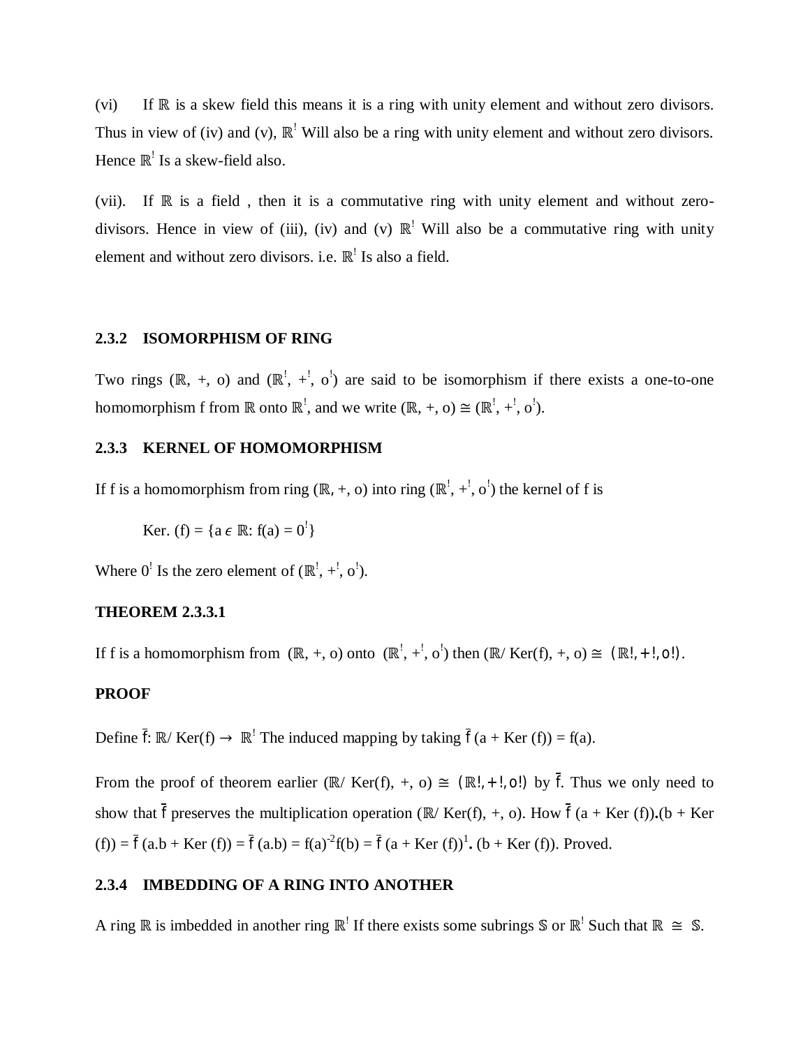(vi) If $\mathbb{R}$ is a skew field this means it is a ring with unity element and without zero divisors. Thus in view of (iv) and (v), $\mathbb{R}^!$ Will also be a ring with unity element and without zero divisors. Hence $\mathbb{R}^!$ Is a skew-field also.

(vii). If $\mathbb{R}$ is a field , then it is a commutative ring with unity element and without zero-divisors. Hence in view of (iii), (iv) and (v) $\mathbb{R}^!$ Will also be a commutative ring with unity element and without zero divisors. i.e. $\mathbb{R}^!$ Is also a field.

### 2.3.2 ISOMORPHISM OF RING

Two rings $(\mathbb{R}, +, o)$ and $(\mathbb{R}^!, +^!, o^!)$ are said to be isomorphism if there exists a one-to-one homomorphism f from $\mathbb{R}$ onto $\mathbb{R}^!$, and we write $(\mathbb{R}, +, o) \cong (\mathbb{R}^!, +^!, o^!)$.

### 2.3.3 KERNEL OF HOMOMORPHISM

If f is a homomorphism from ring $(\mathbb{R}, +, o)$ into ring $(\mathbb{R}^!, +^!, o^!)$ the kernel of f is

$$\text{Ker. (f)} = \{a \in \mathbb{R}: f(a) = 0^!\}$$

Where $0^!$ Is the zero element of $(\mathbb{R}^!, +^!, o^!)$.

**THEOREM 2.3.3.1**

If f is a homomorphism from $(\mathbb{R}, +, o)$ onto $(\mathbb{R}^!, +^!, o^!)$ then $(\mathbb{R}/ \text{Ker}(f), +, o) \cong (\mathbb{R}^!, +^!, o^!)$.

**PROOF**

Define $\bar{f}: \mathbb{R}/ \text{Ker}(f) \rightarrow \mathbb{R}^!$ The induced mapping by taking $\bar{f}(a + \text{Ker}(f)) = f(a)$.

From the proof of theorem earlier $(\mathbb{R}/ \text{Ker}(f), +, o) \cong (\mathbb{R}^!, +^!, o^!)$ by $\bar{f}$. Thus we only need to show that $\bar{f}$ preserves the multiplication operation $(\mathbb{R}/ \text{Ker}(f), +, o)$. How $\bar{f}(a + \text{Ker}(f)).(b + \text{Ker}(f)) = \bar{f}(a.b + \text{Ker}(f)) = \bar{f}(a.b) = f(a)^{-2}f(b) = \bar{f}(a + \text{Ker}(f))^1.(b + \text{Ker}(f))$. Proved.

### 2.3.4 IMBEDDING OF A RING INTO ANOTHER

A ring $\mathbb{R}$ is imbedded in another ring $\mathbb{R}^!$ If there exists some subrings $\mathbb{S}$ or $\mathbb{R}^!$ Such that $\mathbb{R} \cong \mathbb{S}$.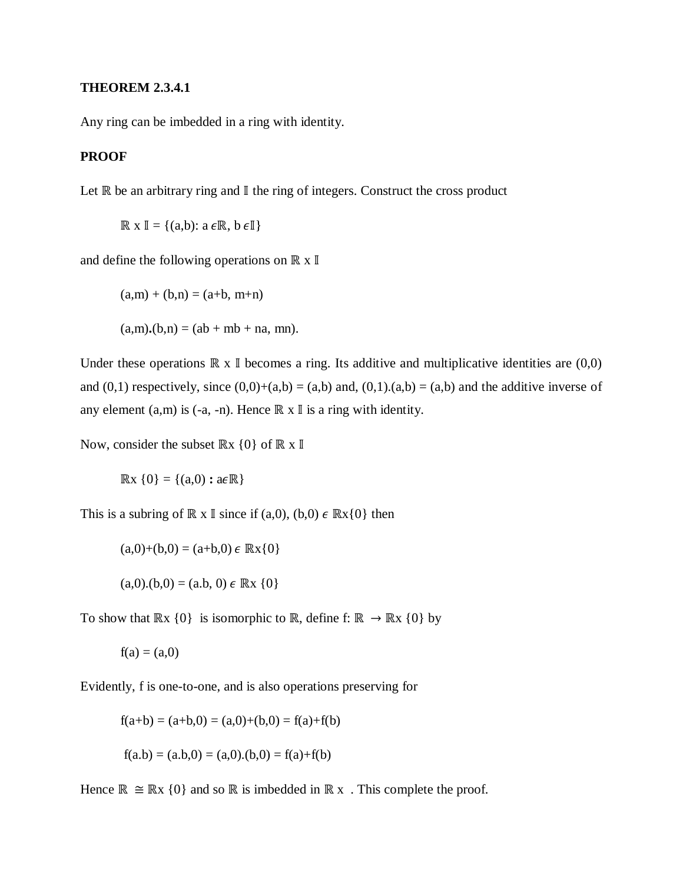**THEOREM 2.3.4.1**

Any ring can be imbedded in a ring with identity.

**PROOF**

Let $\mathbb{R}$ be an arbitrary ring and $\mathbb{I}$ the ring of integers. Construct the cross product

$$\mathbb{R} \times \mathbb{I} = \{(a,b): a \in \mathbb{R},\ b \in \mathbb{I}\}$$

and define the following operations on $\mathbb{R} \times \mathbb{I}$

$$(a,m) + (b,n) = (a+b,\ m+n)$$

$$(a,m).(b,n) = (ab + mb + na,\ mn).$$

Under these operations $\mathbb{R} \times \mathbb{I}$ becomes a ring. Its additive and multiplicative identities are $(0,0)$ and $(0,1)$ respectively, since $(0,0)+(a,b) = (a,b)$ and, $(0,1).(a,b) = (a,b)$ and the additive inverse of any element $(a,m)$ is $(-a, -n)$. Hence $\mathbb{R} \times \mathbb{I}$ is a ring with identity.

Now, consider the subset $\mathbb{R} \times \{0\}$ of $\mathbb{R} \times \mathbb{I}$

$$\mathbb{R} \times \{0\} = \{(a,0) : a \in \mathbb{R}\}$$

This is a subring of $\mathbb{R} \times \mathbb{I}$ since if $(a,0), (b,0) \in \mathbb{R} \times \{0\}$ then

$$(a,0)+(b,0) = (a+b,0) \in \mathbb{R} \times \{0\}$$

$$(a,0).(b,0) = (a.b,\ 0) \in \mathbb{R} \times \{0\}$$

To show that $\mathbb{R} \times \{0\}$ is isomorphic to $\mathbb{R}$, define $f: \mathbb{R} \rightarrow \mathbb{R} \times \{0\}$ by

$$f(a) = (a,0)$$

Evidently, f is one-to-one, and is also operations preserving for

$$f(a+b) = (a+b,0) = (a,0)+(b,0) = f(a)+f(b)$$

$$f(a.b) = (a.b,0) = (a,0).(b,0) = f(a)+f(b)$$

Hence $\mathbb{R} \cong \mathbb{R} \times \{0\}$ and so $\mathbb{R}$ is imbedded in $\mathbb{R} \times$ . This complete the proof.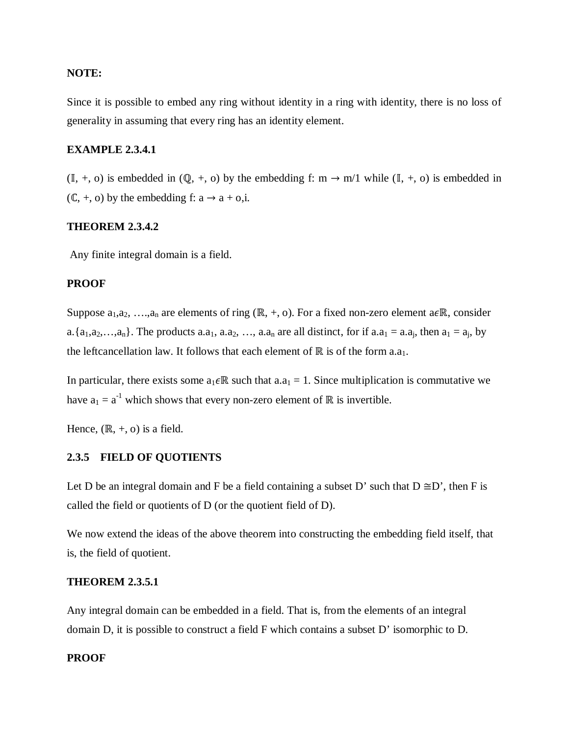**NOTE:**

Since it is possible to embed any ring without identity in a ring with identity, there is no loss of generality in assuming that every ring has an identity element.

**EXAMPLE 2.3.4.1**

($\mathbb{I}$, +, o) is embedded in ($\mathbb{Q}$, +, o) by the embedding f: m → m/1 while ($\mathbb{I}$, +, o) is embedded in ($\mathbb{C}$, +, o) by the embedding f: a → a + o,i.

**THEOREM 2.3.4.2**

Any finite integral domain is a field.

**PROOF**

Suppose $a_1, a_2, \ldots, a_n$ are elements of ring ($\mathbb{R}$, +, o). For a fixed non-zero element $a \epsilon \mathbb{R}$, consider $a.\{a_1, a_2, \ldots, a_n\}$. The products $a.a_1$, $a.a_2$, …, $a.a_n$ are all distinct, for if $a.a_1 = a.a_j$, then $a_1 = a_j$, by the leftcancellation law. It follows that each element of $\mathbb{R}$ is of the form $a.a_1$.

In particular, there exists some $a_1 \epsilon \mathbb{R}$ such that $a.a_1 = 1$. Since multiplication is commutative we have $a_1 = a^{-1}$ which shows that every non-zero element of $\mathbb{R}$ is invertible.

Hence, ($\mathbb{R}$, +, o) is a field.

### 2.3.5 FIELD OF QUOTIENTS

Let D be an integral domain and F be a field containing a subset D' such that D ≅D', then F is called the field or quotients of D (or the quotient field of D).

We now extend the ideas of the above theorem into constructing the embedding field itself, that is, the field of quotient.

**THEOREM 2.3.5.1**

Any integral domain can be embedded in a field. That is, from the elements of an integral domain D, it is possible to construct a field F which contains a subset D' isomorphic to D.

**PROOF**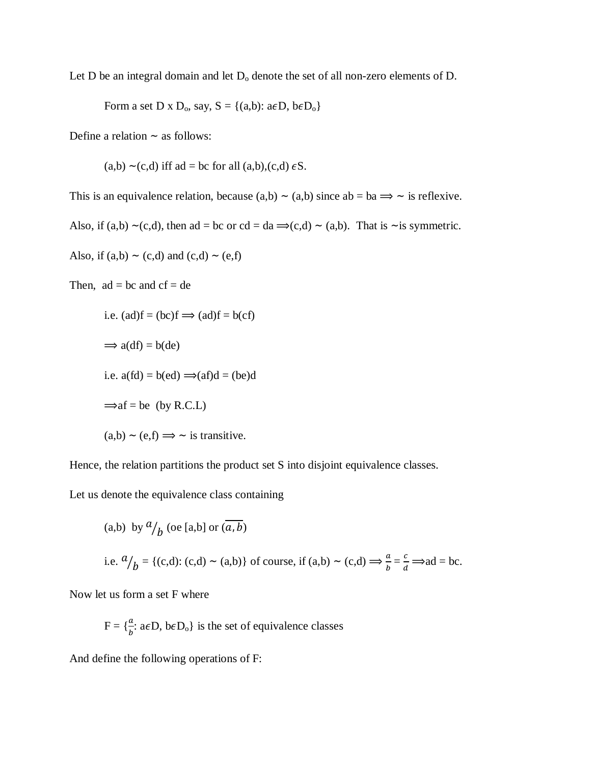Let D be an integral domain and let $D_o$ denote the set of all non-zero elements of D.

Form a set D x $D_o$, say, $S = \{(a,b): a\epsilon D, b\epsilon D_o\}$

Define a relation ~ as follows:

$(a,b) \sim (c,d)$ iff $ad = bc$ for all $(a,b),(c,d) \epsilon S$.

This is an equivalence relation, because $(a,b) \sim (a,b)$ since $ab = ba \Longrightarrow \sim$ is reflexive.

Also, if $(a,b) \sim (c,d)$, then $ad = bc$ or $cd = da \Longrightarrow (c,d) \sim (a,b)$. That is ~is symmetric.

Also, if $(a,b) \sim (c,d)$ and $(c,d) \sim (e,f)$

Then, $ad = bc$ and $cf = de$

i.e. $(ad)f = (bc)f \Longrightarrow (ad)f = b(cf)$

$\Longrightarrow a(df) = b(de)$

i.e. $a(fd) = b(ed) \Longrightarrow (af)d = (be)d$

$\Longrightarrow af = be$ (by R.C.L)

$(a,b) \sim (e,f) \Longrightarrow \sim$ is transitive.

Hence, the relation partitions the product set S into disjoint equivalence classes.

Let us denote the equivalence class containing

(a,b) by $a/_b$ (oe [a,b] or $(\overline{a,b})$

i.e. $a/_b = \{(c,d): (c,d) \sim (a,b)\}$ of course, if $(a,b) \sim (c,d) \Longrightarrow \frac{a}{b} = \frac{c}{d} \Longrightarrow ad = bc$.

Now let us form a set F where

$F = \{\frac{a}{b}: a\epsilon D, b\epsilon D_o\}$ is the set of equivalence classes

And define the following operations of F: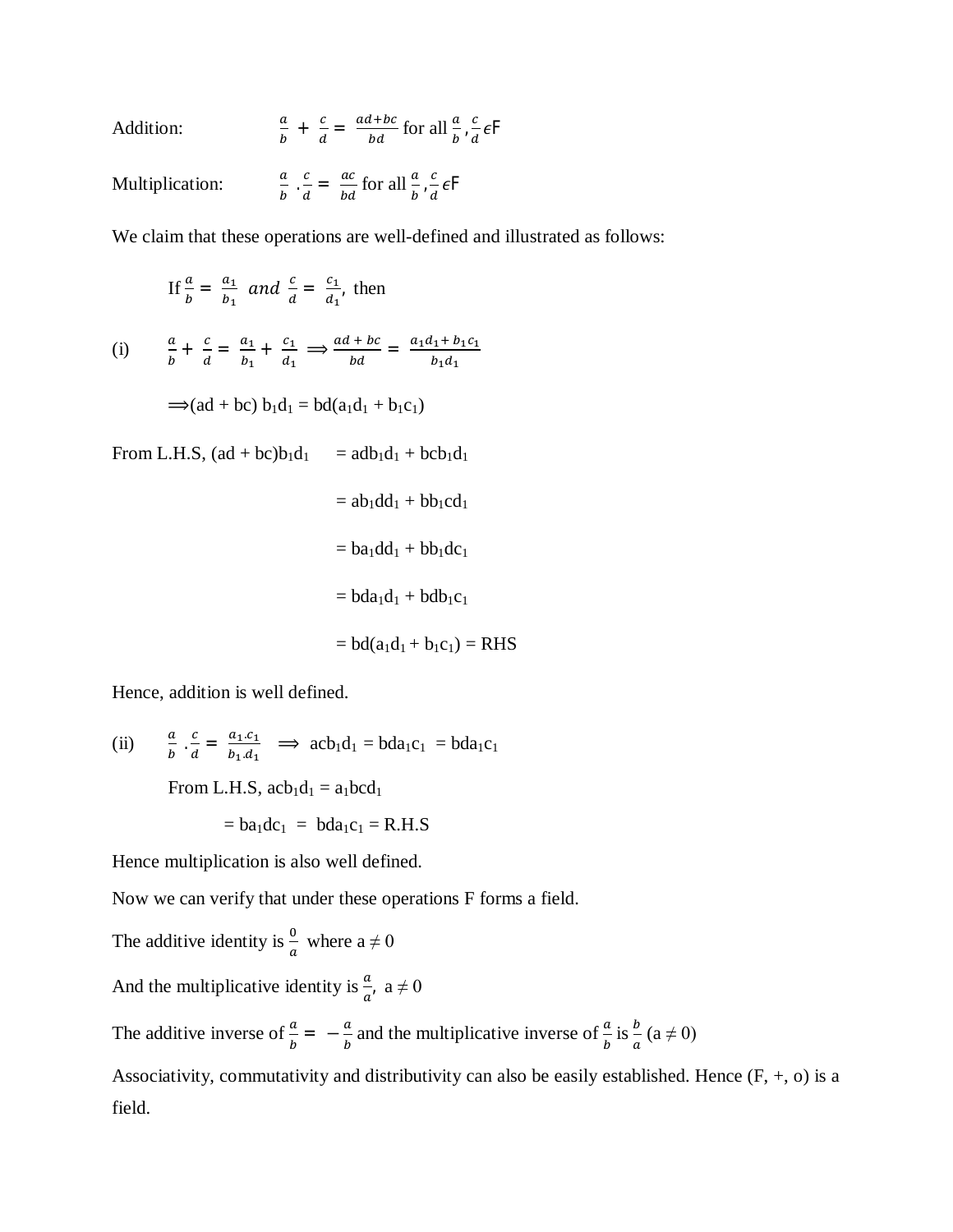Addition: $\frac{a}{b} + \frac{c}{d} = \frac{ad+bc}{bd}$ for all $\frac{a}{b}, \frac{c}{d} \epsilon F$

Multiplication: $\frac{a}{b} \cdot \frac{c}{d} = \frac{ac}{bd}$ for all $\frac{a}{b}, \frac{c}{d} \epsilon F$

We claim that these operations are well-defined and illustrated as follows:

If $\frac{a}{b} = \frac{a_1}{b_1}$ *and* $\frac{c}{d} = \frac{c_1}{d_1}$, then

(i) $\frac{a}{b} + \frac{c}{d} = \frac{a_1}{b_1} + \frac{c_1}{d_1} \Longrightarrow \frac{ad + bc}{bd} = \frac{a_1 d_1 + b_1 c_1}{b_1 d_1}$

$\Longrightarrow (ad + bc)\, b_1 d_1 = bd(a_1 d_1 + b_1 c_1)$

From L.H.S, $(ad + bc)b_1 d_1$

$$
\begin{aligned}
&= adb_1d_1 + bcb_1d_1 \\
&= ab_1dd_1 + bb_1cd_1 \\
&= ba_1dd_1 + bb_1dc_1 \\
&= bda_1d_1 + bdb_1c_1 \\
&= bd(a_1d_1 + b_1c_1) = \text{RHS}
\end{aligned}
$$

Hence, addition is well defined.

(ii) $\frac{a}{b} \cdot \frac{c}{d} = \frac{a_1 . c_1}{b_1 . d_1} \Longrightarrow acb_1d_1 = bda_1c_1 = bda_1c_1$

From L.H.S, $acb_1d_1 = a_1bcd_1$

$= ba_1dc_1 = bda_1c_1 =$ R.H.S

Hence multiplication is also well defined.

Now we can verify that under these operations F forms a field.

The additive identity is $\frac{0}{a}$ where $a \neq 0$

And the multiplicative identity is $\frac{a}{a}$, $a \neq 0$

The additive inverse of $\frac{a}{b} = -\frac{a}{b}$ and the multiplicative inverse of $\frac{a}{b}$ is $\frac{b}{a}$ $(a \neq 0)$

Associativity, commutativity and distributivity can also be easily established. Hence (F, +, o) is a field.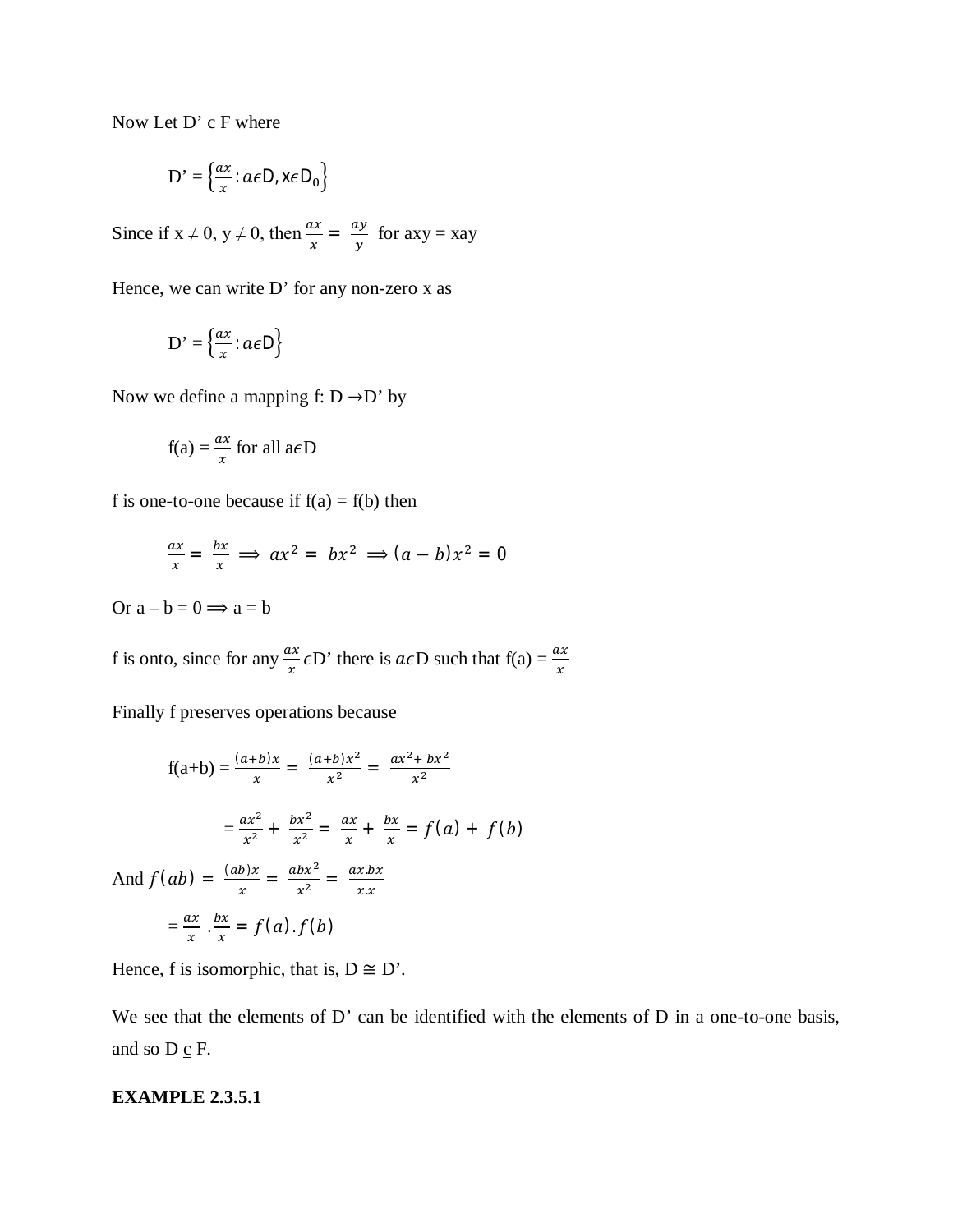Now Let D' $\underline{c}$ F where

$$D' = \left\{\frac{ax}{x} : a\epsilon D, x\epsilon D_0\right\}$$

Since if x ≠ 0, y ≠ 0, then $\frac{ax}{x} = \frac{ay}{y}$ for axy = xay

Hence, we can write D' for any non-zero x as

$$D' = \left\{\frac{ax}{x} : a\epsilon D\right\}$$

Now we define a mapping f: D →D' by

$$f(a) = \frac{ax}{x} \text{ for all } a\epsilon D$$

f is one-to-one because if f(a) = f(b) then

$$\frac{ax}{x} = \frac{bx}{x} \implies ax^2 = bx^2 \implies (a-b)x^2 = 0$$

Or a – b = 0 ⟹ a = b

f is onto, since for any $\frac{ax}{x} \epsilon D'$ there is $a\epsilon D$ such that f(a) = $\frac{ax}{x}$

Finally f preserves operations because

$$f(a+b) = \frac{(a+b)x}{x} = \frac{(a+b)x^2}{x^2} = \frac{ax^2 + bx^2}{x^2}$$

$$= \frac{ax^2}{x^2} + \frac{bx^2}{x^2} = \frac{ax}{x} + \frac{bx}{x} = f(a) + f(b)$$

And $f(ab) = \frac{(ab)x}{x} = \frac{abx^2}{x^2} = \frac{ax.bx}{x.x}$

$$= \frac{ax}{x} . \frac{bx}{x} = f(a).f(b)$$

Hence, f is isomorphic, that is, D ≅ D'.

We see that the elements of D' can be identified with the elements of D in a one-to-one basis, and so D $\underline{c}$ F.

**EXAMPLE 2.3.5.1**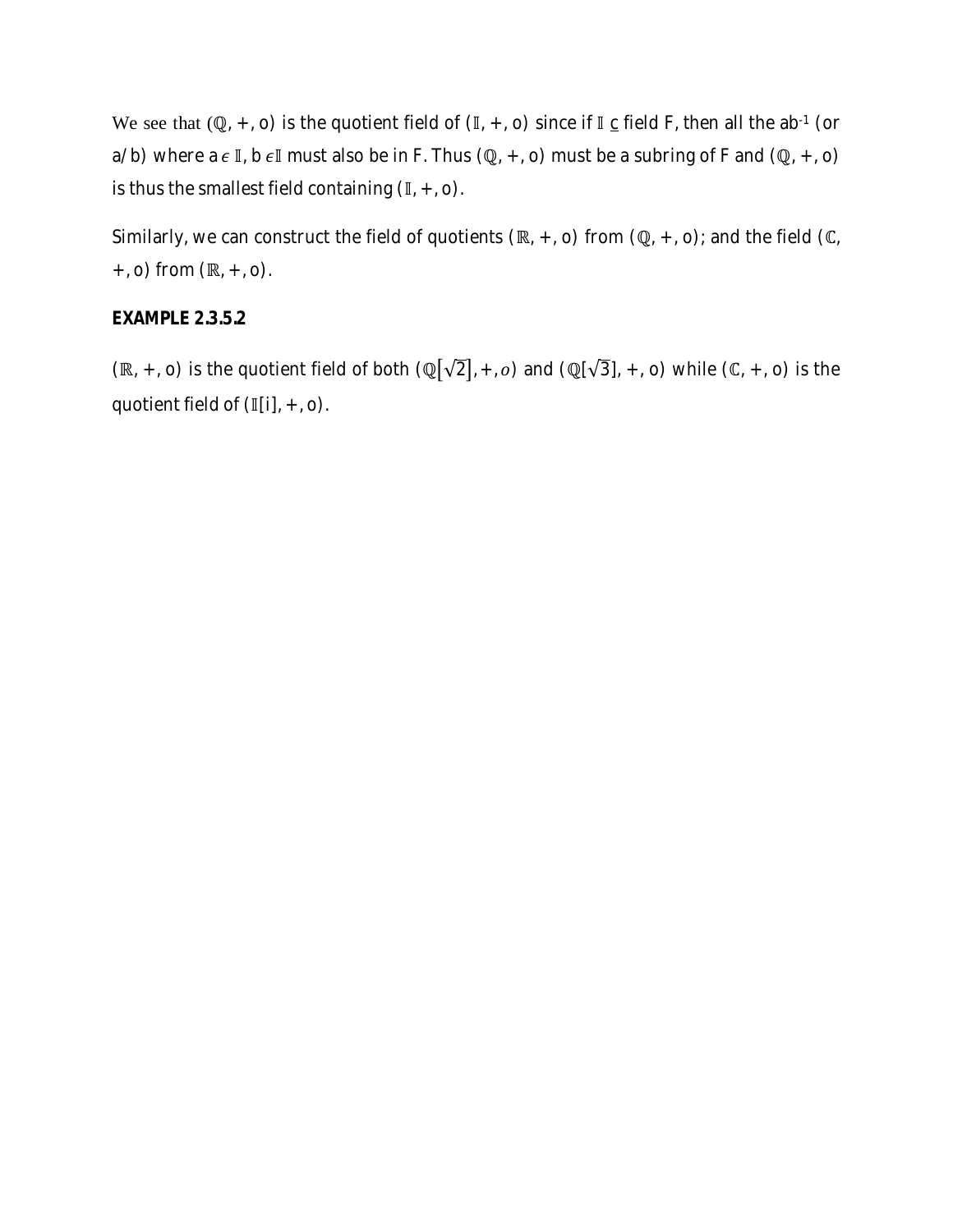We see that $(\mathbb{Q}, +, o)$ is the quotient field of $(\mathbb{I}, +, o)$ since if $\mathbb{I} \subseteq$ field F, then all the $ab^{-1}$ (or a/b) where $a \in \mathbb{I}$, $b \in \mathbb{I}$ must also be in F. Thus $(\mathbb{Q}, +, o)$ must be a subring of F and $(\mathbb{Q}, +, o)$ is thus the smallest field containing $(\mathbb{I}, +, o)$.

Similarly, we can construct the field of quotients $(\mathbb{R}, +, o)$ from $(\mathbb{Q}, +, o)$; and the field $(\mathbb{C}, +, o)$ from $(\mathbb{R}, +, o)$.

**EXAMPLE 2.3.5.2**

$(\mathbb{R}, +, o)$ is the quotient field of both $(\mathbb{Q}[\sqrt{2}], +, o)$ and $(\mathbb{Q}[\sqrt{3}], +, o)$ while $(\mathbb{C}, +, o)$ is the quotient field of $(\mathbb{I}[i], +, o)$.